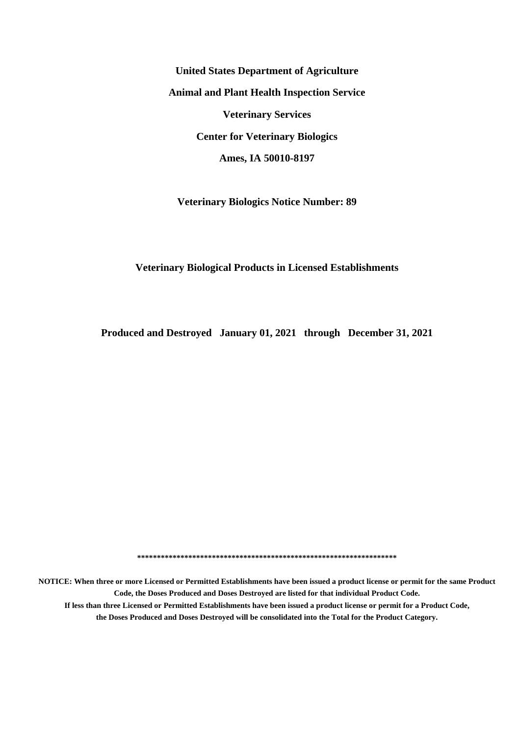**United States Department of Agriculture**

**Animal and Plant Health Inspection Service**

**Veterinary Services**

**Center for Veterinary Biologics**

**Ames, IA 50010-8197**

**Veterinary Biologics Notice Number: 89**

# Veterinary Biological Products in Licensed Establishments

**Produced and Destroyed January 01, 2021 through December 31, 2021**

*******************************************************************

**NOTICE: When three or more Licensed or Permitted Establishments have been issued a product license or permit for the same Product Code, the Doses Produced and Doses Destroyed are listed for that individual Product Code.**

**If less than three Licensed or Permitted Establishments have been issued a product license or permit for a Product Code, the Doses Produced and Doses Destroyed will be consolidated into the Total for the Product Category.**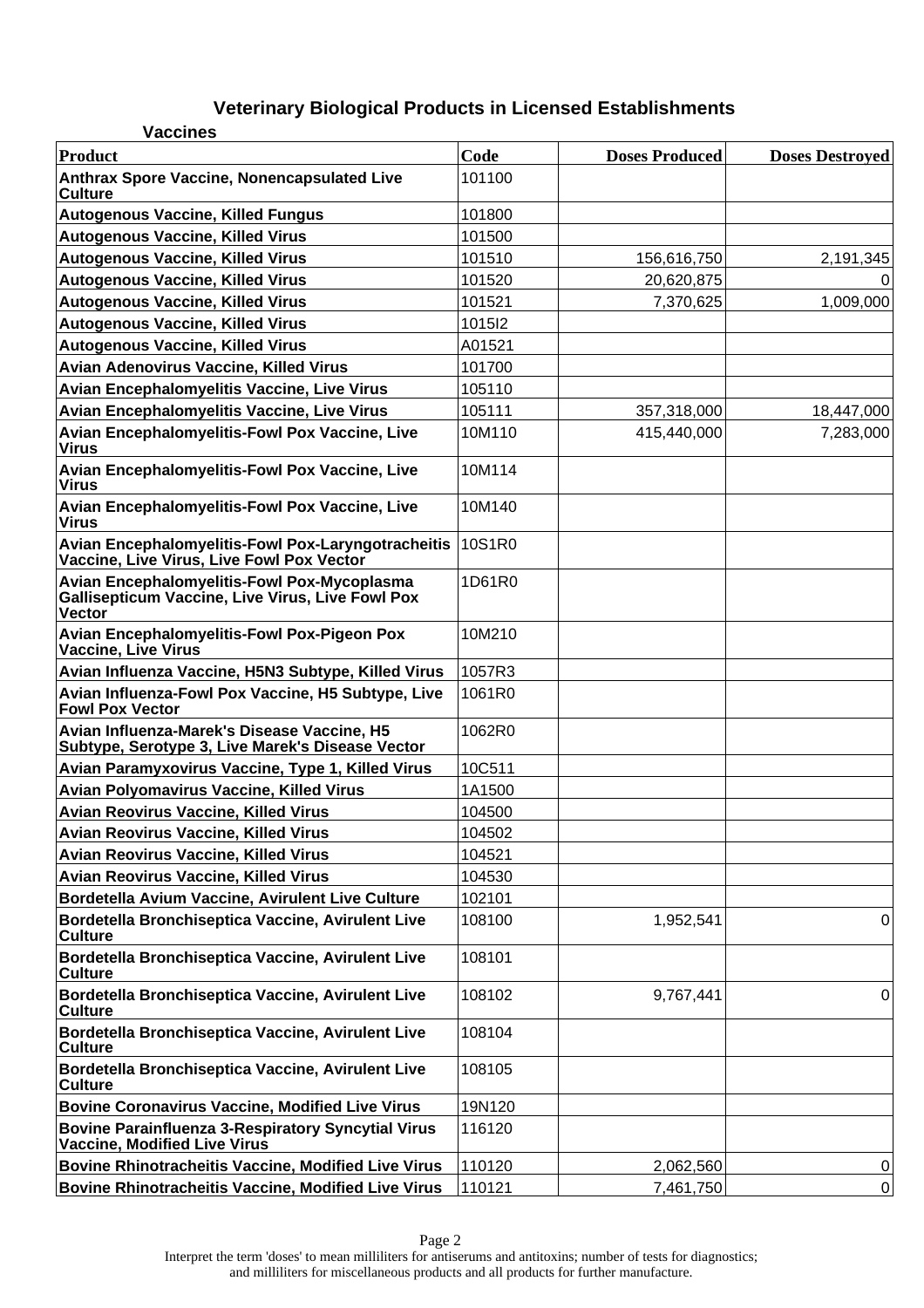## Veterinary Biological Products in Licensed Establishments

### Vaccines

| Product | Code | Doses Produced | Doses Destroyed |
|---|---|---|---|
| Anthrax Spore Vaccine, Nonencapsulated Live Culture | 101100 | | |
| Autogenous Vaccine, Killed Fungus | 101800 | | |
| Autogenous Vaccine, Killed Virus | 101500 | | |
| Autogenous Vaccine, Killed Virus | 101510 | 156,616,750 | 2,191,345 |
| Autogenous Vaccine, Killed Virus | 101520 | 20,620,875 | 0 |
| Autogenous Vaccine, Killed Virus | 101521 | 7,370,625 | 1,009,000 |
| Autogenous Vaccine, Killed Virus | 1015I2 | | |
| Autogenous Vaccine, Killed Virus | A01521 | | |
| Avian Adenovirus Vaccine, Killed Virus | 101700 | | |
| Avian Encephalomyelitis Vaccine, Live Virus | 105110 | | |
| Avian Encephalomyelitis Vaccine, Live Virus | 105111 | 357,318,000 | 18,447,000 |
| Avian Encephalomyelitis-Fowl Pox Vaccine, Live Virus | 10M110 | 415,440,000 | 7,283,000 |
| Avian Encephalomyelitis-Fowl Pox Vaccine, Live Virus | 10M114 | | |
| Avian Encephalomyelitis-Fowl Pox Vaccine, Live Virus | 10M140 | | |
| Avian Encephalomyelitis-Fowl Pox-Laryngotracheitis Vaccine, Live Virus, Live Fowl Pox Vector | 10S1R0 | | |
| Avian Encephalomyelitis-Fowl Pox-Mycoplasma Gallisepticum Vaccine, Live Virus, Live Fowl Pox Vector | 1D61R0 | | |
| Avian Encephalomyelitis-Fowl Pox-Pigeon Pox Vaccine, Live Virus | 10M210 | | |
| Avian Influenza Vaccine, H5N3 Subtype, Killed Virus | 1057R3 | | |
| Avian Influenza-Fowl Pox Vaccine, H5 Subtype, Live Fowl Pox Vector | 1061R0 | | |
| Avian Influenza-Marek's Disease Vaccine, H5 Subtype, Serotype 3, Live Marek's Disease Vector | 1062R0 | | |
| Avian Paramyxovirus Vaccine, Type 1, Killed Virus | 10C511 | | |
| Avian Polyomavirus Vaccine, Killed Virus | 1A1500 | | |
| Avian Reovirus Vaccine, Killed Virus | 104500 | | |
| Avian Reovirus Vaccine, Killed Virus | 104502 | | |
| Avian Reovirus Vaccine, Killed Virus | 104521 | | |
| Avian Reovirus Vaccine, Killed Virus | 104530 | | |
| Bordetella Avium Vaccine, Avirulent Live Culture | 102101 | | |
| Bordetella Bronchiseptica Vaccine, Avirulent Live Culture | 108100 | 1,952,541 | 0 |
| Bordetella Bronchiseptica Vaccine, Avirulent Live Culture | 108101 | | |
| Bordetella Bronchiseptica Vaccine, Avirulent Live Culture | 108102 | 9,767,441 | 0 |
| Bordetella Bronchiseptica Vaccine, Avirulent Live Culture | 108104 | | |
| Bordetella Bronchiseptica Vaccine, Avirulent Live Culture | 108105 | | |
| Bovine Coronavirus Vaccine, Modified Live Virus | 19N120 | | |
| Bovine Parainfluenza 3-Respiratory Syncytial Virus Vaccine, Modified Live Virus | 116120 | | |
| Bovine Rhinotracheitis Vaccine, Modified Live Virus | 110120 | 2,062,560 | 0 |
| Bovine Rhinotracheitis Vaccine, Modified Live Virus | 110121 | 7,461,750 | 0 |

Interpret the term 'doses' to mean milliliters for antiserums and antitoxins; number of tests for diagnostics; and milliliters for miscellaneous products and all products for further manufacture.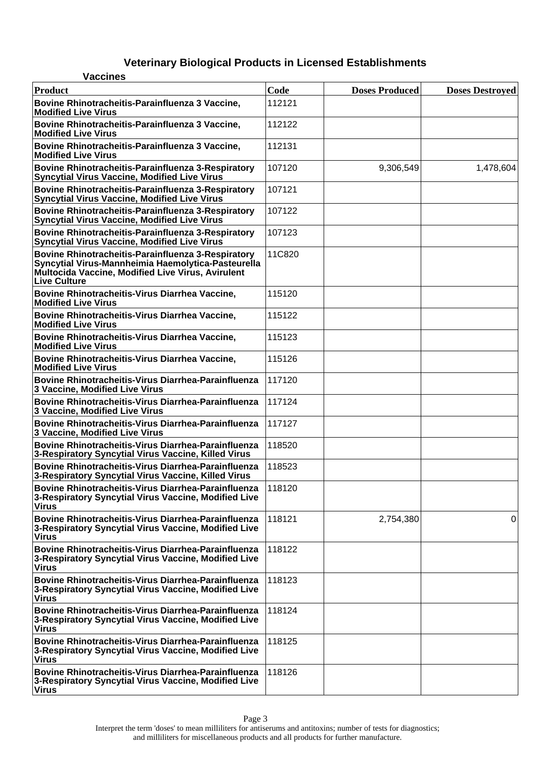## Veterinary Biological Products in Licensed Establishments

### Vaccines

| Product | Code | Doses Produced | Doses Destroyed |
|---|---|---|---|
| Bovine Rhinotracheitis-Parainfluenza 3 Vaccine, Modified Live Virus | 112121 | | |
| Bovine Rhinotracheitis-Parainfluenza 3 Vaccine, Modified Live Virus | 112122 | | |
| Bovine Rhinotracheitis-Parainfluenza 3 Vaccine, Modified Live Virus | 112131 | | |
| Bovine Rhinotracheitis-Parainfluenza 3-Respiratory Syncytial Virus Vaccine, Modified Live Virus | 107120 | 9,306,549 | 1,478,604 |
| Bovine Rhinotracheitis-Parainfluenza 3-Respiratory Syncytial Virus Vaccine, Modified Live Virus | 107121 | | |
| Bovine Rhinotracheitis-Parainfluenza 3-Respiratory Syncytial Virus Vaccine, Modified Live Virus | 107122 | | |
| Bovine Rhinotracheitis-Parainfluenza 3-Respiratory Syncytial Virus Vaccine, Modified Live Virus | 107123 | | |
| Bovine Rhinotracheitis-Parainfluenza 3-Respiratory Syncytial Virus-Mannheimia Haemolytica-Pasteurella Multocida Vaccine, Modified Live Virus, Avirulent Live Culture | 11C820 | | |
| Bovine Rhinotracheitis-Virus Diarrhea Vaccine, Modified Live Virus | 115120 | | |
| Bovine Rhinotracheitis-Virus Diarrhea Vaccine, Modified Live Virus | 115122 | | |
| Bovine Rhinotracheitis-Virus Diarrhea Vaccine, Modified Live Virus | 115123 | | |
| Bovine Rhinotracheitis-Virus Diarrhea Vaccine, Modified Live Virus | 115126 | | |
| Bovine Rhinotracheitis-Virus Diarrhea-Parainfluenza 3 Vaccine, Modified Live Virus | 117120 | | |
| Bovine Rhinotracheitis-Virus Diarrhea-Parainfluenza 3 Vaccine, Modified Live Virus | 117124 | | |
| Bovine Rhinotracheitis-Virus Diarrhea-Parainfluenza 3 Vaccine, Modified Live Virus | 117127 | | |
| Bovine Rhinotracheitis-Virus Diarrhea-Parainfluenza 3-Respiratory Syncytial Virus Vaccine, Killed Virus | 118520 | | |
| Bovine Rhinotracheitis-Virus Diarrhea-Parainfluenza 3-Respiratory Syncytial Virus Vaccine, Killed Virus | 118523 | | |
| Bovine Rhinotracheitis-Virus Diarrhea-Parainfluenza 3-Respiratory Syncytial Virus Vaccine, Modified Live Virus | 118120 | | |
| Bovine Rhinotracheitis-Virus Diarrhea-Parainfluenza 3-Respiratory Syncytial Virus Vaccine, Modified Live Virus | 118121 | 2,754,380 | 0 |
| Bovine Rhinotracheitis-Virus Diarrhea-Parainfluenza 3-Respiratory Syncytial Virus Vaccine, Modified Live Virus | 118122 | | |
| Bovine Rhinotracheitis-Virus Diarrhea-Parainfluenza 3-Respiratory Syncytial Virus Vaccine, Modified Live Virus | 118123 | | |
| Bovine Rhinotracheitis-Virus Diarrhea-Parainfluenza 3-Respiratory Syncytial Virus Vaccine, Modified Live Virus | 118124 | | |
| Bovine Rhinotracheitis-Virus Diarrhea-Parainfluenza 3-Respiratory Syncytial Virus Vaccine, Modified Live Virus | 118125 | | |
| Bovine Rhinotracheitis-Virus Diarrhea-Parainfluenza 3-Respiratory Syncytial Virus Vaccine, Modified Live Virus | 118126 | | |

Interpret the term 'doses' to mean milliliters for antiserums and antitoxins; number of tests for diagnostics; and milliliters for miscellaneous products and all products for further manufacture.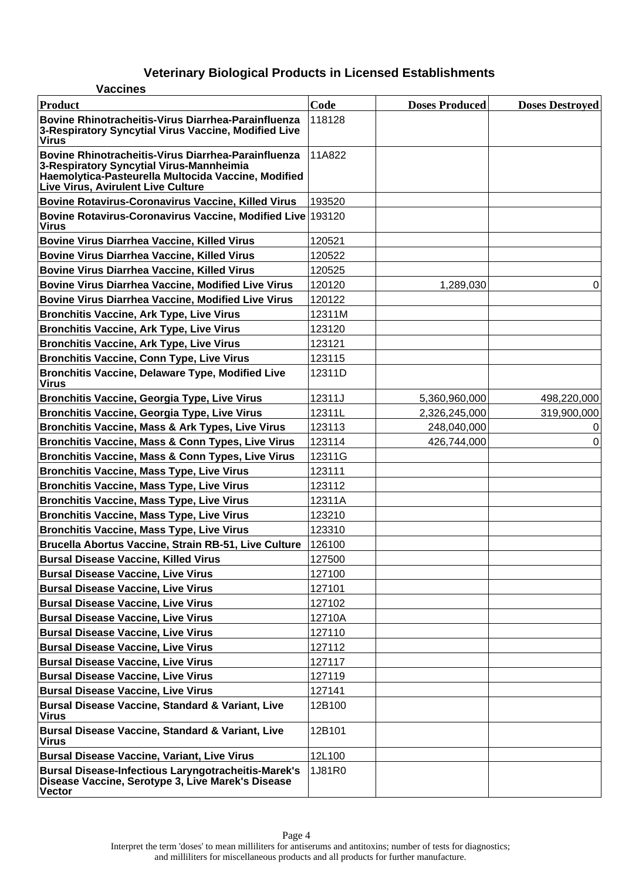# Veterinary Biological Products in Licensed Establishments

## Vaccines

| Product | Code | Doses Produced | Doses Destroyed |
|---|---|---|---|
| Bovine Rhinotracheitis-Virus Diarrhea-Parainfluenza 3-Respiratory Syncytial Virus Vaccine, Modified Live Virus | 118128 | | |
| Bovine Rhinotracheitis-Virus Diarrhea-Parainfluenza 3-Respiratory Syncytial Virus-Mannheimia Haemolytica-Pasteurella Multocida Vaccine, Modified Live Virus, Avirulent Live Culture | 11A822 | | |
| Bovine Rotavirus-Coronavirus Vaccine, Killed Virus | 193520 | | |
| Bovine Rotavirus-Coronavirus Vaccine, Modified Live Virus | 193120 | | |
| Bovine Virus Diarrhea Vaccine, Killed Virus | 120521 | | |
| Bovine Virus Diarrhea Vaccine, Killed Virus | 120522 | | |
| Bovine Virus Diarrhea Vaccine, Killed Virus | 120525 | | |
| Bovine Virus Diarrhea Vaccine, Modified Live Virus | 120120 | 1,289,030 | 0 |
| Bovine Virus Diarrhea Vaccine, Modified Live Virus | 120122 | | |
| Bronchitis Vaccine, Ark Type, Live Virus | 12311M | | |
| Bronchitis Vaccine, Ark Type, Live Virus | 123120 | | |
| Bronchitis Vaccine, Ark Type, Live Virus | 123121 | | |
| Bronchitis Vaccine, Conn Type, Live Virus | 123115 | | |
| Bronchitis Vaccine, Delaware Type, Modified Live Virus | 12311D | | |
| Bronchitis Vaccine, Georgia Type, Live Virus | 12311J | 5,360,960,000 | 498,220,000 |
| Bronchitis Vaccine, Georgia Type, Live Virus | 12311L | 2,326,245,000 | 319,900,000 |
| Bronchitis Vaccine, Mass & Ark Types, Live Virus | 123113 | 248,040,000 | 0 |
| Bronchitis Vaccine, Mass & Conn Types, Live Virus | 123114 | 426,744,000 | 0 |
| Bronchitis Vaccine, Mass & Conn Types, Live Virus | 12311G | | |
| Bronchitis Vaccine, Mass Type, Live Virus | 123111 | | |
| Bronchitis Vaccine, Mass Type, Live Virus | 123112 | | |
| Bronchitis Vaccine, Mass Type, Live Virus | 12311A | | |
| Bronchitis Vaccine, Mass Type, Live Virus | 123210 | | |
| Bronchitis Vaccine, Mass Type, Live Virus | 123310 | | |
| Brucella Abortus Vaccine, Strain RB-51, Live Culture | 126100 | | |
| Bursal Disease Vaccine, Killed Virus | 127500 | | |
| Bursal Disease Vaccine, Live Virus | 127100 | | |
| Bursal Disease Vaccine, Live Virus | 127101 | | |
| Bursal Disease Vaccine, Live Virus | 127102 | | |
| Bursal Disease Vaccine, Live Virus | 12710A | | |
| Bursal Disease Vaccine, Live Virus | 127110 | | |
| Bursal Disease Vaccine, Live Virus | 127112 | | |
| Bursal Disease Vaccine, Live Virus | 127117 | | |
| Bursal Disease Vaccine, Live Virus | 127119 | | |
| Bursal Disease Vaccine, Live Virus | 127141 | | |
| Bursal Disease Vaccine, Standard & Variant, Live Virus | 12B100 | | |
| Bursal Disease Vaccine, Standard & Variant, Live Virus | 12B101 | | |
| Bursal Disease Vaccine, Variant, Live Virus | 12L100 | | |
| Bursal Disease-Infectious Laryngotracheitis-Marek's Disease Vaccine, Serotype 3, Live Marek's Disease Vector | 1J81R0 | | |

Interpret the term 'doses' to mean milliliters for antiserums and antitoxins; number of tests for diagnostics; and milliliters for miscellaneous products and all products for further manufacture.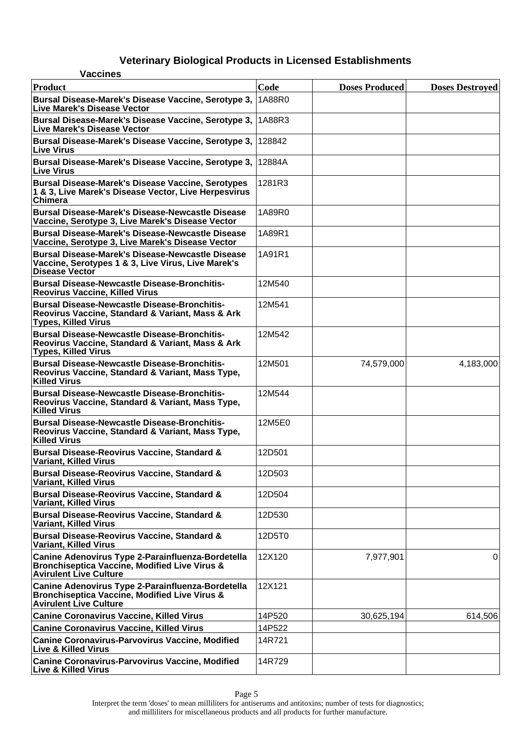# Veterinary Biological Products in Licensed Establishments

## Vaccines

| Product | Code | Doses Produced | Doses Destroyed |
|---|---|---|---|
| Bursal Disease-Marek's Disease Vaccine, Serotype 3, Live Marek's Disease Vector | 1A88R0 | | |
| Bursal Disease-Marek's Disease Vaccine, Serotype 3, Live Marek's Disease Vector | 1A88R3 | | |
| Bursal Disease-Marek's Disease Vaccine, Serotype 3, Live Virus | 128842 | | |
| Bursal Disease-Marek's Disease Vaccine, Serotype 3, Live Virus | 12884A | | |
| Bursal Disease-Marek's Disease Vaccine, Serotypes 1 & 3, Live Marek's Disease Vector, Live Herpesvirus Chimera | 1281R3 | | |
| Bursal Disease-Marek's Disease-Newcastle Disease Vaccine, Serotype 3, Live Marek's Disease Vector | 1A89R0 | | |
| Bursal Disease-Marek's Disease-Newcastle Disease Vaccine, Serotype 3, Live Marek's Disease Vector | 1A89R1 | | |
| Bursal Disease-Marek's Disease-Newcastle Disease Vaccine, Serotypes 1 & 3, Live Virus, Live Marek's Disease Vector | 1A91R1 | | |
| Bursal Disease-Newcastle Disease-Bronchitis-Reovirus Vaccine, Killed Virus | 12M540 | | |
| Bursal Disease-Newcastle Disease-Bronchitis-Reovirus Vaccine, Standard & Variant, Mass & Ark Types, Killed Virus | 12M541 | | |
| Bursal Disease-Newcastle Disease-Bronchitis-Reovirus Vaccine, Standard & Variant, Mass & Ark Types, Killed Virus | 12M542 | | |
| Bursal Disease-Newcastle Disease-Bronchitis-Reovirus Vaccine, Standard & Variant, Mass Type, Killed Virus | 12M501 | 74,579,000 | 4,183,000 |
| Bursal Disease-Newcastle Disease-Bronchitis-Reovirus Vaccine, Standard & Variant, Mass Type, Killed Virus | 12M544 | | |
| Bursal Disease-Newcastle Disease-Bronchitis-Reovirus Vaccine, Standard & Variant, Mass Type, Killed Virus | 12M5E0 | | |
| Bursal Disease-Reovirus Vaccine, Standard & Variant, Killed Virus | 12D501 | | |
| Bursal Disease-Reovirus Vaccine, Standard & Variant, Killed Virus | 12D503 | | |
| Bursal Disease-Reovirus Vaccine, Standard & Variant, Killed Virus | 12D504 | | |
| Bursal Disease-Reovirus Vaccine, Standard & Variant, Killed Virus | 12D530 | | |
| Bursal Disease-Reovirus Vaccine, Standard & Variant, Killed Virus | 12D5T0 | | |
| Canine Adenovirus Type 2-Parainfluenza-Bordetella Bronchiseptica Vaccine, Modified Live Virus & Avirulent Live Culture | 12X120 | 7,977,901 | 0 |
| Canine Adenovirus Type 2-Parainfluenza-Bordetella Bronchiseptica Vaccine, Modified Live Virus & Avirulent Live Culture | 12X121 | | |
| Canine Coronavirus Vaccine, Killed Virus | 14P520 | 30,625,194 | 614,506 |
| Canine Coronavirus Vaccine, Killed Virus | 14P522 | | |
| Canine Coronavirus-Parvovirus Vaccine, Modified Live & Killed Virus | 14R721 | | |
| Canine Coronavirus-Parvovirus Vaccine, Modified Live & Killed Virus | 14R729 | | |

Interpret the term 'doses' to mean milliliters for antiserums and antitoxins; number of tests for diagnostics; and milliliters for miscellaneous products and all products for further manufacture.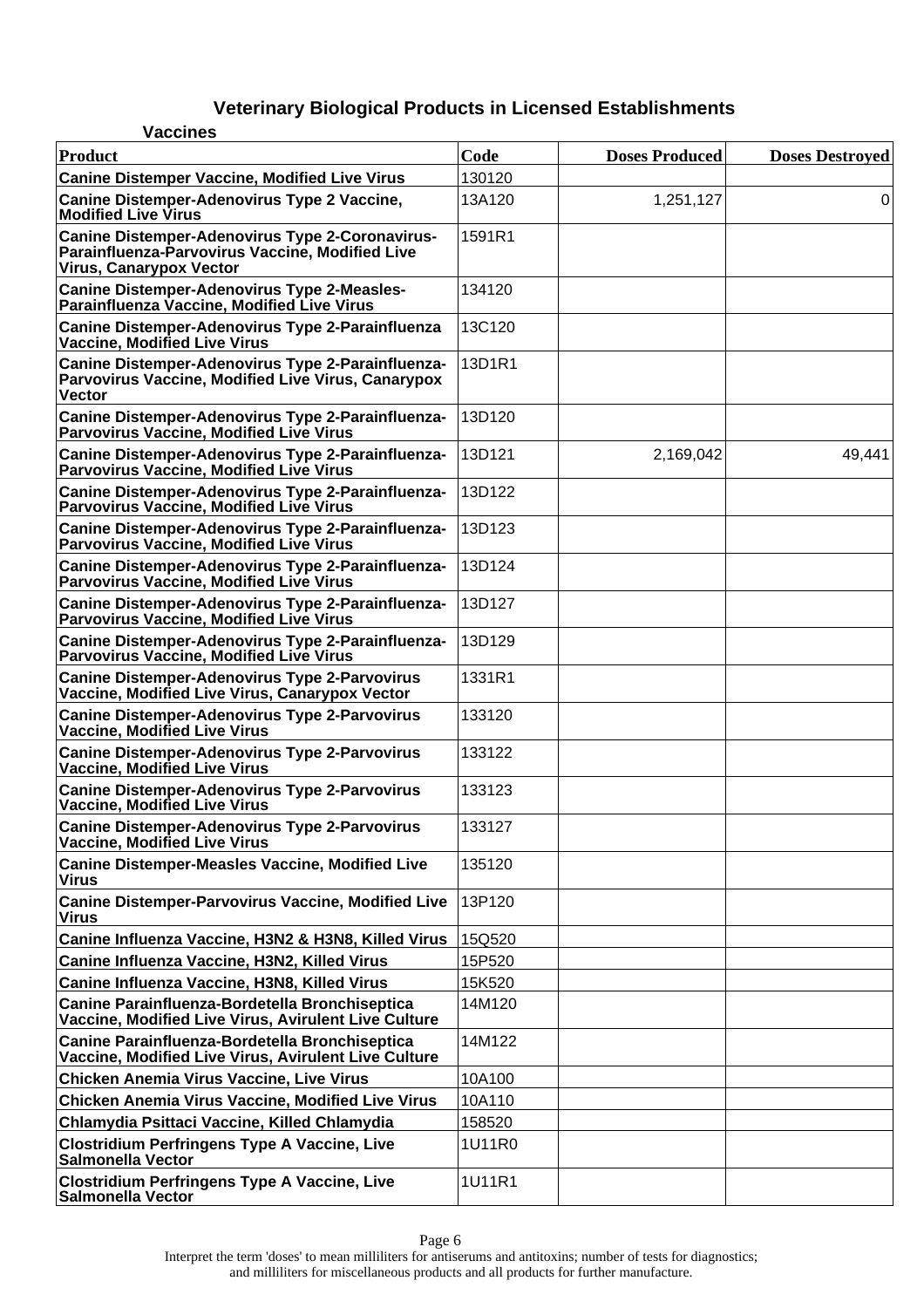# Veterinary Biological Products in Licensed Establishments

## Vaccines

| Product | Code | Doses Produced | Doses Destroyed |
|---|---|---|---|
| **Canine Distemper Vaccine, Modified Live Virus** | 130120 | | |
| **Canine Distemper-Adenovirus Type 2 Vaccine, Modified Live Virus** | 13A120 | 1,251,127 | 0 |
| **Canine Distemper-Adenovirus Type 2-Coronavirus-Parainfluenza-Parvovirus Vaccine, Modified Live Virus, Canarypox Vector** | 1591R1 | | |
| **Canine Distemper-Adenovirus Type 2-Measles-Parainfluenza Vaccine, Modified Live Virus** | 134120 | | |
| **Canine Distemper-Adenovirus Type 2-Parainfluenza Vaccine, Modified Live Virus** | 13C120 | | |
| **Canine Distemper-Adenovirus Type 2-Parainfluenza-Parvovirus Vaccine, Modified Live Virus, Canarypox Vector** | 13D1R1 | | |
| **Canine Distemper-Adenovirus Type 2-Parainfluenza-Parvovirus Vaccine, Modified Live Virus** | 13D120 | | |
| **Canine Distemper-Adenovirus Type 2-Parainfluenza-Parvovirus Vaccine, Modified Live Virus** | 13D121 | 2,169,042 | 49,441 |
| **Canine Distemper-Adenovirus Type 2-Parainfluenza-Parvovirus Vaccine, Modified Live Virus** | 13D122 | | |
| **Canine Distemper-Adenovirus Type 2-Parainfluenza-Parvovirus Vaccine, Modified Live Virus** | 13D123 | | |
| **Canine Distemper-Adenovirus Type 2-Parainfluenza-Parvovirus Vaccine, Modified Live Virus** | 13D124 | | |
| **Canine Distemper-Adenovirus Type 2-Parainfluenza-Parvovirus Vaccine, Modified Live Virus** | 13D127 | | |
| **Canine Distemper-Adenovirus Type 2-Parainfluenza-Parvovirus Vaccine, Modified Live Virus** | 13D129 | | |
| **Canine Distemper-Adenovirus Type 2-Parvovirus Vaccine, Modified Live Virus, Canarypox Vector** | 1331R1 | | |
| **Canine Distemper-Adenovirus Type 2-Parvovirus Vaccine, Modified Live Virus** | 133120 | | |
| **Canine Distemper-Adenovirus Type 2-Parvovirus Vaccine, Modified Live Virus** | 133122 | | |
| **Canine Distemper-Adenovirus Type 2-Parvovirus Vaccine, Modified Live Virus** | 133123 | | |
| **Canine Distemper-Adenovirus Type 2-Parvovirus Vaccine, Modified Live Virus** | 133127 | | |
| **Canine Distemper-Measles Vaccine, Modified Live Virus** | 135120 | | |
| **Canine Distemper-Parvovirus Vaccine, Modified Live Virus** | 13P120 | | |
| **Canine Influenza Vaccine, H3N2 & H3N8, Killed Virus** | 15Q520 | | |
| **Canine Influenza Vaccine, H3N2, Killed Virus** | 15P520 | | |
| **Canine Influenza Vaccine, H3N8, Killed Virus** | 15K520 | | |
| **Canine Parainfluenza-Bordetella Bronchiseptica Vaccine, Modified Live Virus, Avirulent Live Culture** | 14M120 | | |
| **Canine Parainfluenza-Bordetella Bronchiseptica Vaccine, Modified Live Virus, Avirulent Live Culture** | 14M122 | | |
| **Chicken Anemia Virus Vaccine, Live Virus** | 10A100 | | |
| **Chicken Anemia Virus Vaccine, Modified Live Virus** | 10A110 | | |
| **Chlamydia Psittaci Vaccine, Killed Chlamydia** | 158520 | | |
| **Clostridium Perfringens Type A Vaccine, Live Salmonella Vector** | 1U11R0 | | |
| **Clostridium Perfringens Type A Vaccine, Live Salmonella Vector** | 1U11R1 | | |

Interpret the term 'doses' to mean milliliters for antiserums and antitoxins; number of tests for diagnostics; and milliliters for miscellaneous products and all products for further manufacture.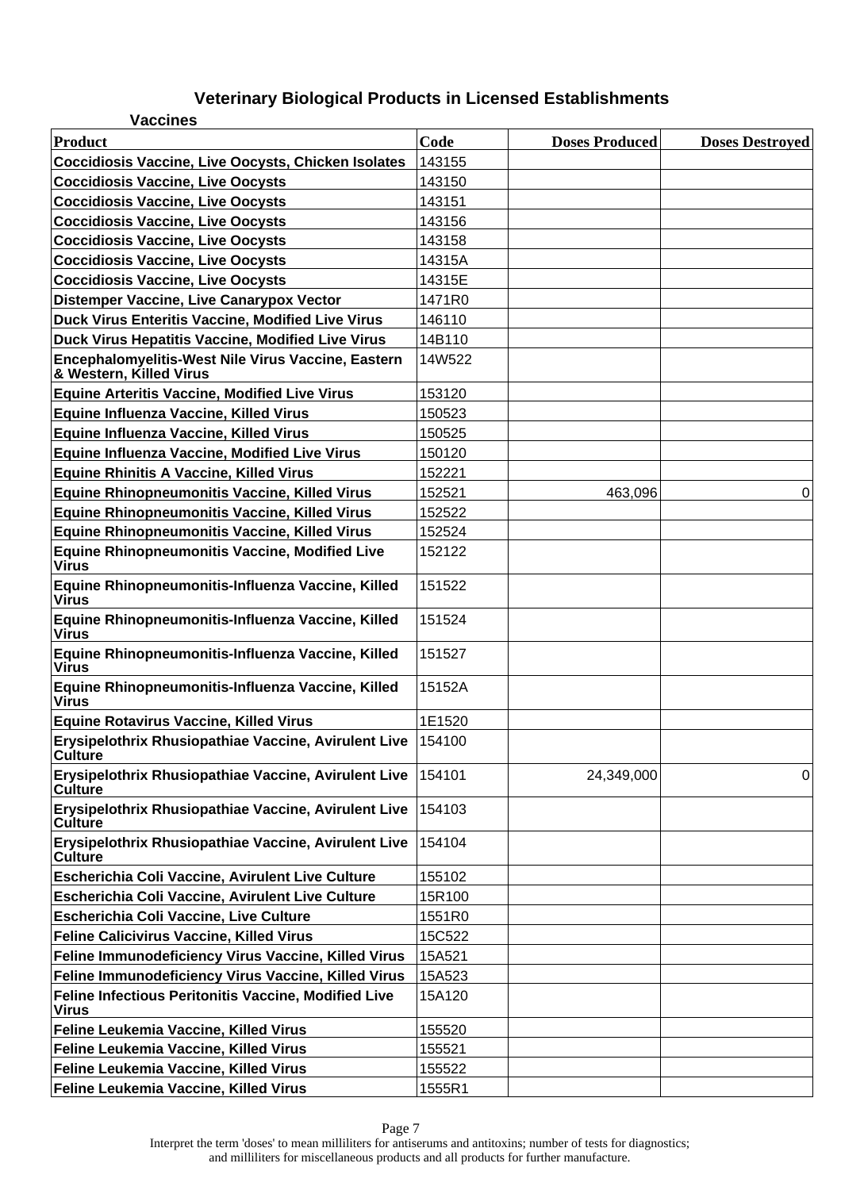## Veterinary Biological Products in Licensed Establishments

### Vaccines

| Product | Code | Doses Produced | Doses Destroyed |
|---|---|---|---|
| Coccidiosis Vaccine, Live Oocysts, Chicken Isolates | 143155 | | |
| Coccidiosis Vaccine, Live Oocysts | 143150 | | |
| Coccidiosis Vaccine, Live Oocysts | 143151 | | |
| Coccidiosis Vaccine, Live Oocysts | 143156 | | |
| Coccidiosis Vaccine, Live Oocysts | 143158 | | |
| Coccidiosis Vaccine, Live Oocysts | 14315A | | |
| Coccidiosis Vaccine, Live Oocysts | 14315E | | |
| Distemper Vaccine, Live Canarypox Vector | 1471R0 | | |
| Duck Virus Enteritis Vaccine, Modified Live Virus | 146110 | | |
| Duck Virus Hepatitis Vaccine, Modified Live Virus | 14B110 | | |
| Encephalomyelitis-West Nile Virus Vaccine, Eastern & Western, Killed Virus | 14W522 | | |
| Equine Arteritis Vaccine, Modified Live Virus | 153120 | | |
| Equine Influenza Vaccine, Killed Virus | 150523 | | |
| Equine Influenza Vaccine, Killed Virus | 150525 | | |
| Equine Influenza Vaccine, Modified Live Virus | 150120 | | |
| Equine Rhinitis A Vaccine, Killed Virus | 152221 | | |
| Equine Rhinopneumonitis Vaccine, Killed Virus | 152521 | 463,096 | 0 |
| Equine Rhinopneumonitis Vaccine, Killed Virus | 152522 | | |
| Equine Rhinopneumonitis Vaccine, Killed Virus | 152524 | | |
| Equine Rhinopneumonitis Vaccine, Modified Live Virus | 152122 | | |
| Equine Rhinopneumonitis-Influenza Vaccine, Killed Virus | 151522 | | |
| Equine Rhinopneumonitis-Influenza Vaccine, Killed Virus | 151524 | | |
| Equine Rhinopneumonitis-Influenza Vaccine, Killed Virus | 151527 | | |
| Equine Rhinopneumonitis-Influenza Vaccine, Killed Virus | 15152A | | |
| Equine Rotavirus Vaccine, Killed Virus | 1E1520 | | |
| Erysipelothrix Rhusiopathiae Vaccine, Avirulent Live Culture | 154100 | | |
| Erysipelothrix Rhusiopathiae Vaccine, Avirulent Live Culture | 154101 | 24,349,000 | 0 |
| Erysipelothrix Rhusiopathiae Vaccine, Avirulent Live Culture | 154103 | | |
| Erysipelothrix Rhusiopathiae Vaccine, Avirulent Live Culture | 154104 | | |
| Escherichia Coli Vaccine, Avirulent Live Culture | 155102 | | |
| Escherichia Coli Vaccine, Avirulent Live Culture | 15R100 | | |
| Escherichia Coli Vaccine, Live Culture | 1551R0 | | |
| Feline Calicivirus Vaccine, Killed Virus | 15C522 | | |
| Feline Immunodeficiency Virus Vaccine, Killed Virus | 15A521 | | |
| Feline Immunodeficiency Virus Vaccine, Killed Virus | 15A523 | | |
| Feline Infectious Peritonitis Vaccine, Modified Live Virus | 15A120 | | |
| Feline Leukemia Vaccine, Killed Virus | 155520 | | |
| Feline Leukemia Vaccine, Killed Virus | 155521 | | |
| Feline Leukemia Vaccine, Killed Virus | 155522 | | |
| Feline Leukemia Vaccine, Killed Virus | 1555R1 | | |

Interpret the term 'doses' to mean milliliters for antiserums and antitoxins; number of tests for diagnostics; and milliliters for miscellaneous products and all products for further manufacture.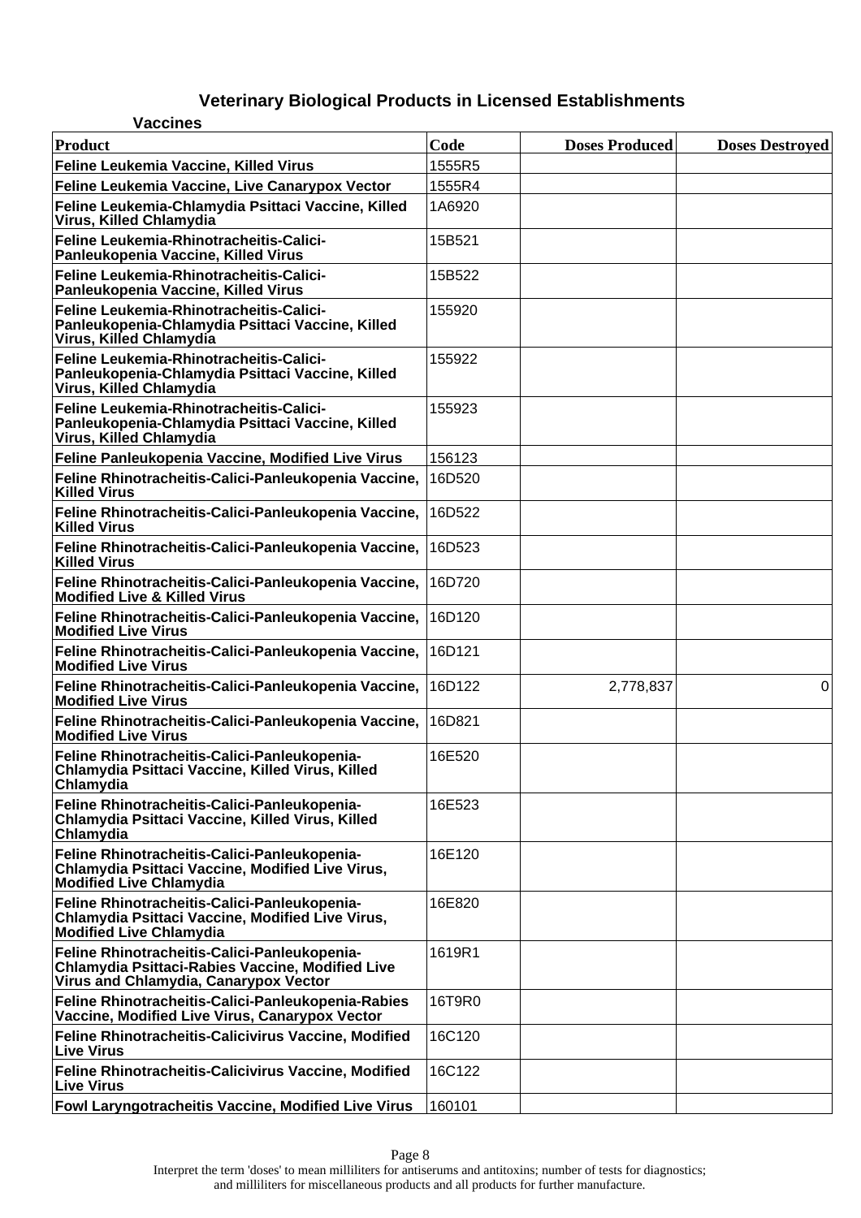## Veterinary Biological Products in Licensed Establishments

### Vaccines

| Product | Code | Doses Produced | Doses Destroyed |
|---|---|---|---|
| Feline Leukemia Vaccine, Killed Virus | 1555R5 | | |
| Feline Leukemia Vaccine, Live Canarypox Vector | 1555R4 | | |
| Feline Leukemia-Chlamydia Psittaci Vaccine, Killed Virus, Killed Chlamydia | 1A6920 | | |
| Feline Leukemia-Rhinotracheitis-Calici-Panleukopenia Vaccine, Killed Virus | 15B521 | | |
| Feline Leukemia-Rhinotracheitis-Calici-Panleukopenia Vaccine, Killed Virus | 15B522 | | |
| Feline Leukemia-Rhinotracheitis-Calici-Panleukopenia-Chlamydia Psittaci Vaccine, Killed Virus, Killed Chlamydia | 155920 | | |
| Feline Leukemia-Rhinotracheitis-Calici-Panleukopenia-Chlamydia Psittaci Vaccine, Killed Virus, Killed Chlamydia | 155922 | | |
| Feline Leukemia-Rhinotracheitis-Calici-Panleukopenia-Chlamydia Psittaci Vaccine, Killed Virus, Killed Chlamydia | 155923 | | |
| Feline Panleukopenia Vaccine, Modified Live Virus | 156123 | | |
| Feline Rhinotracheitis-Calici-Panleukopenia Vaccine, Killed Virus | 16D520 | | |
| Feline Rhinotracheitis-Calici-Panleukopenia Vaccine, Killed Virus | 16D522 | | |
| Feline Rhinotracheitis-Calici-Panleukopenia Vaccine, Killed Virus | 16D523 | | |
| Feline Rhinotracheitis-Calici-Panleukopenia Vaccine, Modified Live & Killed Virus | 16D720 | | |
| Feline Rhinotracheitis-Calici-Panleukopenia Vaccine, Modified Live Virus | 16D120 | | |
| Feline Rhinotracheitis-Calici-Panleukopenia Vaccine, Modified Live Virus | 16D121 | | |
| Feline Rhinotracheitis-Calici-Panleukopenia Vaccine, Modified Live Virus | 16D122 | 2,778,837 | 0 |
| Feline Rhinotracheitis-Calici-Panleukopenia Vaccine, Modified Live Virus | 16D821 | | |
| Feline Rhinotracheitis-Calici-Panleukopenia-Chlamydia Psittaci Vaccine, Killed Virus, Killed Chlamydia | 16E520 | | |
| Feline Rhinotracheitis-Calici-Panleukopenia-Chlamydia Psittaci Vaccine, Killed Virus, Killed Chlamydia | 16E523 | | |
| Feline Rhinotracheitis-Calici-Panleukopenia-Chlamydia Psittaci Vaccine, Modified Live Virus, Modified Live Chlamydia | 16E120 | | |
| Feline Rhinotracheitis-Calici-Panleukopenia-Chlamydia Psittaci Vaccine, Modified Live Virus, Modified Live Chlamydia | 16E820 | | |
| Feline Rhinotracheitis-Calici-Panleukopenia-Chlamydia Psittaci-Rabies Vaccine, Modified Live Virus and Chlamydia, Canarypox Vector | 1619R1 | | |
| Feline Rhinotracheitis-Calici-Panleukopenia-Rabies Vaccine, Modified Live Virus, Canarypox Vector | 16T9R0 | | |
| Feline Rhinotracheitis-Calicivirus Vaccine, Modified Live Virus | 16C120 | | |
| Feline Rhinotracheitis-Calicivirus Vaccine, Modified Live Virus | 16C122 | | |
| Fowl Laryngotracheitis Vaccine, Modified Live Virus | 160101 | | |

Interpret the term 'doses' to mean milliliters for antiserums and antitoxins; number of tests for diagnostics; and milliliters for miscellaneous products and all products for further manufacture.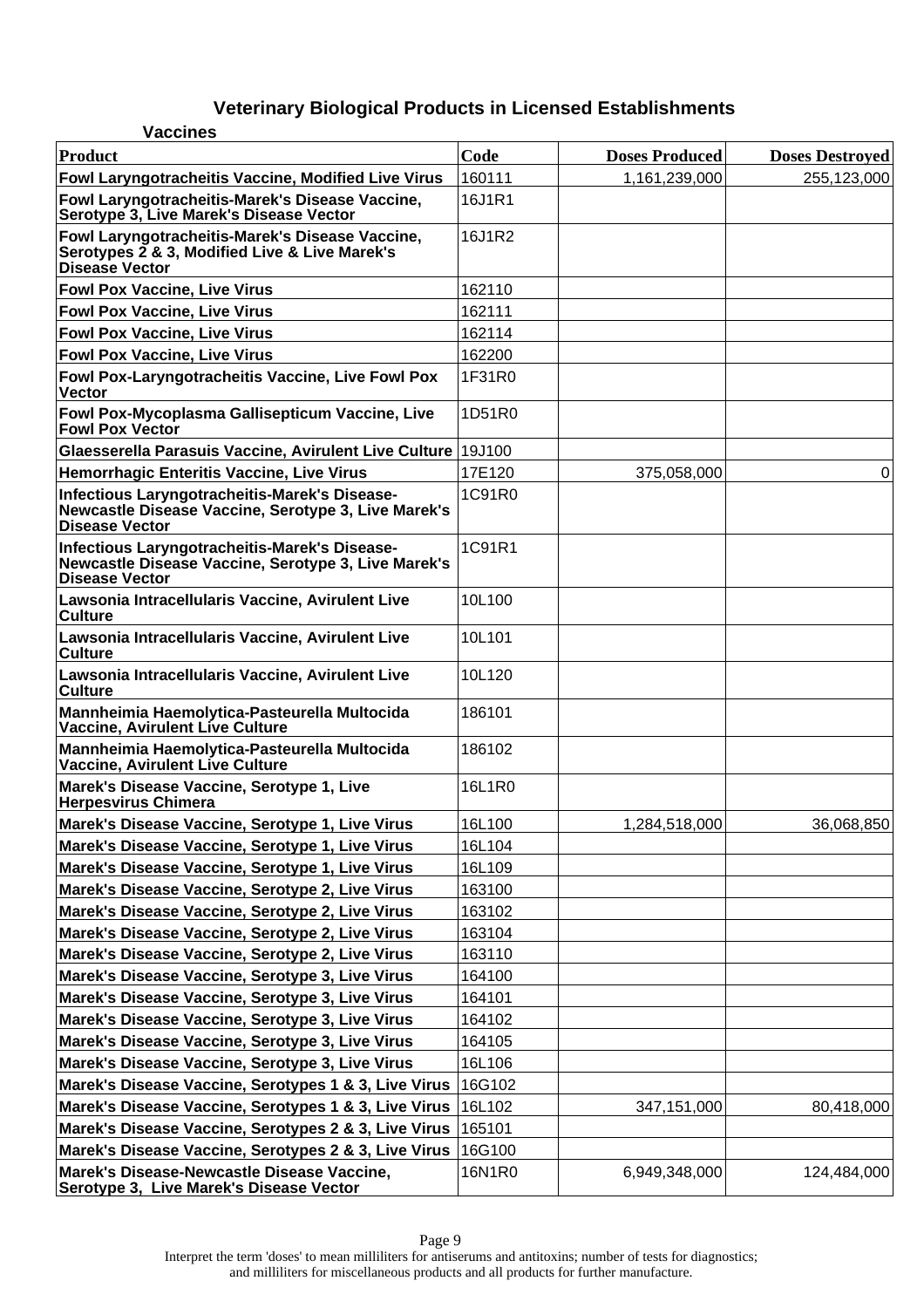# Veterinary Biological Products in Licensed Establishments

### Vaccines

| Product | Code | Doses Produced | Doses Destroyed |
|---|---|---|---|
| Fowl Laryngotracheitis Vaccine, Modified Live Virus | 160111 | 1,161,239,000 | 255,123,000 |
| Fowl Laryngotracheitis-Marek's Disease Vaccine, Serotype 3, Live Marek's Disease Vector | 16J1R1 | | |
| Fowl Laryngotracheitis-Marek's Disease Vaccine, Serotypes 2 & 3, Modified Live & Live Marek's Disease Vector | 16J1R2 | | |
| Fowl Pox Vaccine, Live Virus | 162110 | | |
| Fowl Pox Vaccine, Live Virus | 162111 | | |
| Fowl Pox Vaccine, Live Virus | 162114 | | |
| Fowl Pox Vaccine, Live Virus | 162200 | | |
| Fowl Pox-Laryngotracheitis Vaccine, Live Fowl Pox Vector | 1F31R0 | | |
| Fowl Pox-Mycoplasma Gallisepticum Vaccine, Live Fowl Pox Vector | 1D51R0 | | |
| Glaesserella Parasuis Vaccine, Avirulent Live Culture | 19J100 | | |
| Hemorrhagic Enteritis Vaccine, Live Virus | 17E120 | 375,058,000 | 0 |
| Infectious Laryngotracheitis-Marek's Disease-Newcastle Disease Vaccine, Serotype 3, Live Marek's Disease Vector | 1C91R0 | | |
| Infectious Laryngotracheitis-Marek's Disease-Newcastle Disease Vaccine, Serotype 3, Live Marek's Disease Vector | 1C91R1 | | |
| Lawsonia Intracellularis Vaccine, Avirulent Live Culture | 10L100 | | |
| Lawsonia Intracellularis Vaccine, Avirulent Live Culture | 10L101 | | |
| Lawsonia Intracellularis Vaccine, Avirulent Live Culture | 10L120 | | |
| Mannheimia Haemolytica-Pasteurella Multocida Vaccine, Avirulent Live Culture | 186101 | | |
| Mannheimia Haemolytica-Pasteurella Multocida Vaccine, Avirulent Live Culture | 186102 | | |
| Marek's Disease Vaccine, Serotype 1, Live Herpesvirus Chimera | 16L1R0 | | |
| Marek's Disease Vaccine, Serotype 1, Live Virus | 16L100 | 1,284,518,000 | 36,068,850 |
| Marek's Disease Vaccine, Serotype 1, Live Virus | 16L104 | | |
| Marek's Disease Vaccine, Serotype 1, Live Virus | 16L109 | | |
| Marek's Disease Vaccine, Serotype 2, Live Virus | 163100 | | |
| Marek's Disease Vaccine, Serotype 2, Live Virus | 163102 | | |
| Marek's Disease Vaccine, Serotype 2, Live Virus | 163104 | | |
| Marek's Disease Vaccine, Serotype 2, Live Virus | 163110 | | |
| Marek's Disease Vaccine, Serotype 3, Live Virus | 164100 | | |
| Marek's Disease Vaccine, Serotype 3, Live Virus | 164101 | | |
| Marek's Disease Vaccine, Serotype 3, Live Virus | 164102 | | |
| Marek's Disease Vaccine, Serotype 3, Live Virus | 164105 | | |
| Marek's Disease Vaccine, Serotype 3, Live Virus | 16L106 | | |
| Marek's Disease Vaccine, Serotypes 1 & 3, Live Virus | 16G102 | | |
| Marek's Disease Vaccine, Serotypes 1 & 3, Live Virus | 16L102 | 347,151,000 | 80,418,000 |
| Marek's Disease Vaccine, Serotypes 2 & 3, Live Virus | 165101 | | |
| Marek's Disease Vaccine, Serotypes 2 & 3, Live Virus | 16G100 | | |
| Marek's Disease-Newcastle Disease Vaccine, Serotype 3, Live Marek's Disease Vector | 16N1R0 | 6,949,348,000 | 124,484,000 |

Interpret the term 'doses' to mean milliliters for antiserums and antitoxins; number of tests for diagnostics; and milliliters for miscellaneous products and all products for further manufacture.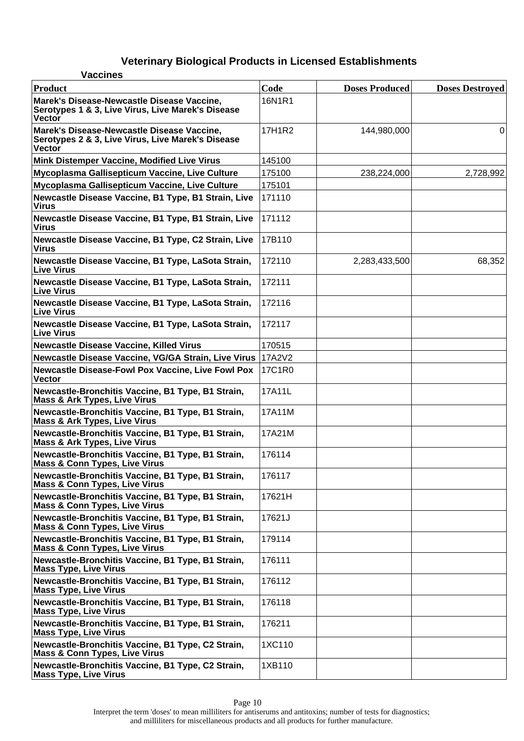# Veterinary Biological Products in Licensed Establishments

## Vaccines

| Product | Code | Doses Produced | Doses Destroyed |
|---|---|---|---|
| Marek's Disease-Newcastle Disease Vaccine, Serotypes 1 & 3, Live Virus, Live Marek's Disease Vector | 16N1R1 | | |
| Marek's Disease-Newcastle Disease Vaccine, Serotypes 2 & 3, Live Virus, Live Marek's Disease Vector | 17H1R2 | 144,980,000 | 0 |
| Mink Distemper Vaccine, Modified Live Virus | 145100 | | |
| Mycoplasma Gallisepticum Vaccine, Live Culture | 175100 | 238,224,000 | 2,728,992 |
| Mycoplasma Gallisepticum Vaccine, Live Culture | 175101 | | |
| Newcastle Disease Vaccine, B1 Type, B1 Strain, Live Virus | 171110 | | |
| Newcastle Disease Vaccine, B1 Type, B1 Strain, Live Virus | 171112 | | |
| Newcastle Disease Vaccine, B1 Type, C2 Strain, Live Virus | 17B110 | | |
| Newcastle Disease Vaccine, B1 Type, LaSota Strain, Live Virus | 172110 | 2,283,433,500 | 68,352 |
| Newcastle Disease Vaccine, B1 Type, LaSota Strain, Live Virus | 172111 | | |
| Newcastle Disease Vaccine, B1 Type, LaSota Strain, Live Virus | 172116 | | |
| Newcastle Disease Vaccine, B1 Type, LaSota Strain, Live Virus | 172117 | | |
| Newcastle Disease Vaccine, Killed Virus | 170515 | | |
| Newcastle Disease Vaccine, VG/GA Strain, Live Virus | 17A2V2 | | |
| Newcastle Disease-Fowl Pox Vaccine, Live Fowl Pox Vector | 17C1R0 | | |
| Newcastle-Bronchitis Vaccine, B1 Type, B1 Strain, Mass & Ark Types, Live Virus | 17A11L | | |
| Newcastle-Bronchitis Vaccine, B1 Type, B1 Strain, Mass & Ark Types, Live Virus | 17A11M | | |
| Newcastle-Bronchitis Vaccine, B1 Type, B1 Strain, Mass & Ark Types, Live Virus | 17A21M | | |
| Newcastle-Bronchitis Vaccine, B1 Type, B1 Strain, Mass & Conn Types, Live Virus | 176114 | | |
| Newcastle-Bronchitis Vaccine, B1 Type, B1 Strain, Mass & Conn Types, Live Virus | 176117 | | |
| Newcastle-Bronchitis Vaccine, B1 Type, B1 Strain, Mass & Conn Types, Live Virus | 17621H | | |
| Newcastle-Bronchitis Vaccine, B1 Type, B1 Strain, Mass & Conn Types, Live Virus | 17621J | | |
| Newcastle-Bronchitis Vaccine, B1 Type, B1 Strain, Mass & Conn Types, Live Virus | 179114 | | |
| Newcastle-Bronchitis Vaccine, B1 Type, B1 Strain, Mass Type, Live Virus | 176111 | | |
| Newcastle-Bronchitis Vaccine, B1 Type, B1 Strain, Mass Type, Live Virus | 176112 | | |
| Newcastle-Bronchitis Vaccine, B1 Type, B1 Strain, Mass Type, Live Virus | 176118 | | |
| Newcastle-Bronchitis Vaccine, B1 Type, B1 Strain, Mass Type, Live Virus | 176211 | | |
| Newcastle-Bronchitis Vaccine, B1 Type, C2 Strain, Mass & Conn Types, Live Virus | 1XC110 | | |
| Newcastle-Bronchitis Vaccine, B1 Type, C2 Strain, Mass Type, Live Virus | 1XB110 | | |

Interpret the term 'doses' to mean milliliters for antiserums and antitoxins; number of tests for diagnostics; and milliliters for miscellaneous products and all products for further manufacture.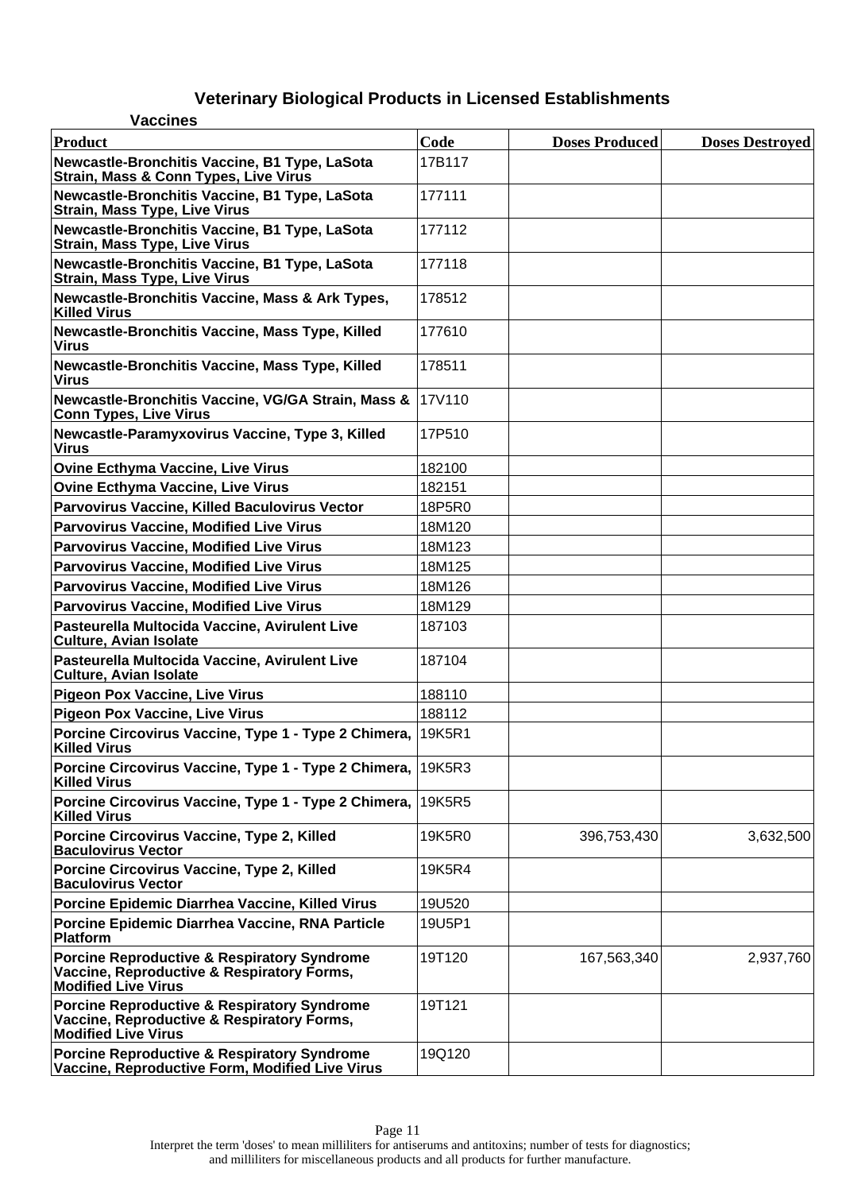# Veterinary Biological Products in Licensed Establishments

## Vaccines

| Product | Code | Doses Produced | Doses Destroyed |
|---|---|---|---|
| Newcastle-Bronchitis Vaccine, B1 Type, LaSota Strain, Mass & Conn Types, Live Virus | 17B117 | | |
| Newcastle-Bronchitis Vaccine, B1 Type, LaSota Strain, Mass Type, Live Virus | 177111 | | |
| Newcastle-Bronchitis Vaccine, B1 Type, LaSota Strain, Mass Type, Live Virus | 177112 | | |
| Newcastle-Bronchitis Vaccine, B1 Type, LaSota Strain, Mass Type, Live Virus | 177118 | | |
| Newcastle-Bronchitis Vaccine, Mass & Ark Types, Killed Virus | 178512 | | |
| Newcastle-Bronchitis Vaccine, Mass Type, Killed Virus | 177610 | | |
| Newcastle-Bronchitis Vaccine, Mass Type, Killed Virus | 178511 | | |
| Newcastle-Bronchitis Vaccine, VG/GA Strain, Mass & Conn Types, Live Virus | 17V110 | | |
| Newcastle-Paramyxovirus Vaccine, Type 3, Killed Virus | 17P510 | | |
| Ovine Ecthyma Vaccine, Live Virus | 182100 | | |
| Ovine Ecthyma Vaccine, Live Virus | 182151 | | |
| Parvovirus Vaccine, Killed Baculovirus Vector | 18P5R0 | | |
| Parvovirus Vaccine, Modified Live Virus | 18M120 | | |
| Parvovirus Vaccine, Modified Live Virus | 18M123 | | |
| Parvovirus Vaccine, Modified Live Virus | 18M125 | | |
| Parvovirus Vaccine, Modified Live Virus | 18M126 | | |
| Parvovirus Vaccine, Modified Live Virus | 18M129 | | |
| Pasteurella Multocida Vaccine, Avirulent Live Culture, Avian Isolate | 187103 | | |
| Pasteurella Multocida Vaccine, Avirulent Live Culture, Avian Isolate | 187104 | | |
| Pigeon Pox Vaccine, Live Virus | 188110 | | |
| Pigeon Pox Vaccine, Live Virus | 188112 | | |
| Porcine Circovirus Vaccine, Type 1 - Type 2 Chimera, Killed Virus | 19K5R1 | | |
| Porcine Circovirus Vaccine, Type 1 - Type 2 Chimera, Killed Virus | 19K5R3 | | |
| Porcine Circovirus Vaccine, Type 1 - Type 2 Chimera, Killed Virus | 19K5R5 | | |
| Porcine Circovirus Vaccine, Type 2, Killed Baculovirus Vector | 19K5R0 | 396,753,430 | 3,632,500 |
| Porcine Circovirus Vaccine, Type 2, Killed Baculovirus Vector | 19K5R4 | | |
| Porcine Epidemic Diarrhea Vaccine, Killed Virus | 19U520 | | |
| Porcine Epidemic Diarrhea Vaccine, RNA Particle Platform | 19U5P1 | | |
| Porcine Reproductive & Respiratory Syndrome Vaccine, Reproductive & Respiratory Forms, Modified Live Virus | 19T120 | 167,563,340 | 2,937,760 |
| Porcine Reproductive & Respiratory Syndrome Vaccine, Reproductive & Respiratory Forms, Modified Live Virus | 19T121 | | |
| Porcine Reproductive & Respiratory Syndrome Vaccine, Reproductive Form, Modified Live Virus | 19Q120 | | |

Interpret the term 'doses' to mean milliliters for antiserums and antitoxins; number of tests for diagnostics; and milliliters for miscellaneous products and all products for further manufacture.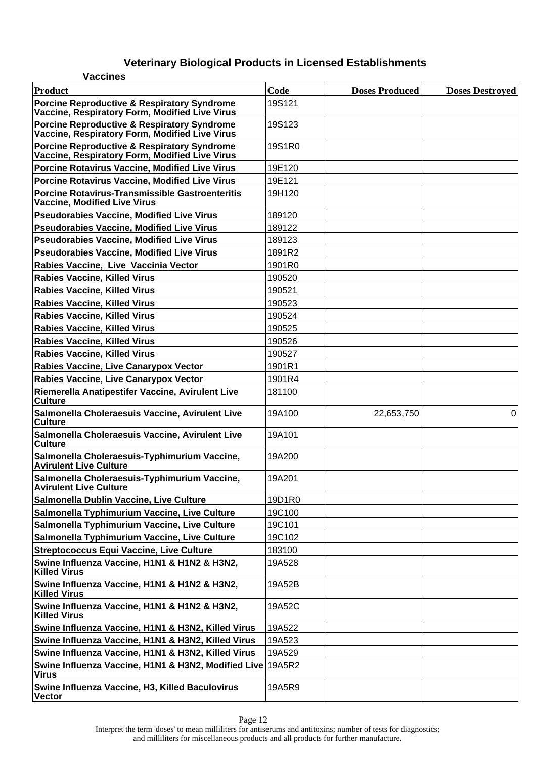# Veterinary Biological Products in Licensed Establishments

## Vaccines

| Product | Code | Doses Produced | Doses Destroyed |
|---|---|---|---|
| Porcine Reproductive & Respiratory Syndrome Vaccine, Respiratory Form, Modified Live Virus | 19S121 | | |
| Porcine Reproductive & Respiratory Syndrome Vaccine, Respiratory Form, Modified Live Virus | 19S123 | | |
| Porcine Reproductive & Respiratory Syndrome Vaccine, Respiratory Form, Modified Live Virus | 19S1R0 | | |
| Porcine Rotavirus Vaccine, Modified Live Virus | 19E120 | | |
| Porcine Rotavirus Vaccine, Modified Live Virus | 19E121 | | |
| Porcine Rotavirus-Transmissible Gastroenteritis Vaccine, Modified Live Virus | 19H120 | | |
| Pseudorabies Vaccine, Modified Live Virus | 189120 | | |
| Pseudorabies Vaccine, Modified Live Virus | 189122 | | |
| Pseudorabies Vaccine, Modified Live Virus | 189123 | | |
| Pseudorabies Vaccine, Modified Live Virus | 1891R2 | | |
| Rabies Vaccine, Live Vaccinia Vector | 1901R0 | | |
| Rabies Vaccine, Killed Virus | 190520 | | |
| Rabies Vaccine, Killed Virus | 190521 | | |
| Rabies Vaccine, Killed Virus | 190523 | | |
| Rabies Vaccine, Killed Virus | 190524 | | |
| Rabies Vaccine, Killed Virus | 190525 | | |
| Rabies Vaccine, Killed Virus | 190526 | | |
| Rabies Vaccine, Killed Virus | 190527 | | |
| Rabies Vaccine, Live Canarypox Vector | 1901R1 | | |
| Rabies Vaccine, Live Canarypox Vector | 1901R4 | | |
| Riemerella Anatipestifer Vaccine, Avirulent Live Culture | 181100 | | |
| Salmonella Choleraesuis Vaccine, Avirulent Live Culture | 19A100 | 22,653,750 | 0 |
| Salmonella Choleraesuis Vaccine, Avirulent Live Culture | 19A101 | | |
| Salmonella Choleraesuis-Typhimurium Vaccine, Avirulent Live Culture | 19A200 | | |
| Salmonella Choleraesuis-Typhimurium Vaccine, Avirulent Live Culture | 19A201 | | |
| Salmonella Dublin Vaccine, Live Culture | 19D1R0 | | |
| Salmonella Typhimurium Vaccine, Live Culture | 19C100 | | |
| Salmonella Typhimurium Vaccine, Live Culture | 19C101 | | |
| Salmonella Typhimurium Vaccine, Live Culture | 19C102 | | |
| Streptococcus Equi Vaccine, Live Culture | 183100 | | |
| Swine Influenza Vaccine, H1N1 & H1N2 & H3N2, Killed Virus | 19A528 | | |
| Swine Influenza Vaccine, H1N1 & H1N2 & H3N2, Killed Virus | 19A52B | | |
| Swine Influenza Vaccine, H1N1 & H1N2 & H3N2, Killed Virus | 19A52C | | |
| Swine Influenza Vaccine, H1N1 & H3N2, Killed Virus | 19A522 | | |
| Swine Influenza Vaccine, H1N1 & H3N2, Killed Virus | 19A523 | | |
| Swine Influenza Vaccine, H1N1 & H3N2, Killed Virus | 19A529 | | |
| Swine Influenza Vaccine, H1N1 & H3N2, Modified Live Virus | 19A5R2 | | |
| Swine Influenza Vaccine, H3, Killed Baculovirus Vector | 19A5R9 | | |

Interpret the term 'doses' to mean milliliters for antiserums and antitoxins; number of tests for diagnostics; and milliliters for miscellaneous products and all products for further manufacture.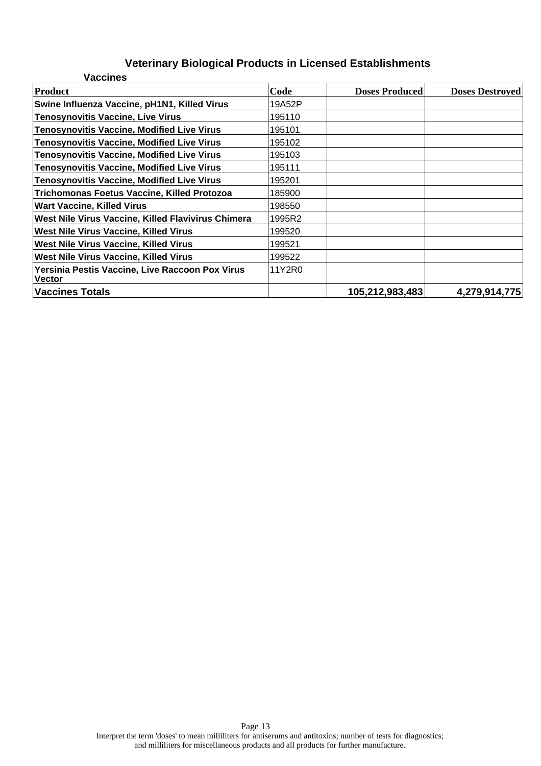# Veterinary Biological Products in Licensed Establishments

## Vaccines

| Product | Code | Doses Produced | Doses Destroyed |
|---|---|---|---|
| Swine Influenza Vaccine, pH1N1, Killed Virus | 19A52P | | |
| Tenosynovitis Vaccine, Live Virus | 195110 | | |
| Tenosynovitis Vaccine, Modified Live Virus | 195101 | | |
| Tenosynovitis Vaccine, Modified Live Virus | 195102 | | |
| Tenosynovitis Vaccine, Modified Live Virus | 195103 | | |
| Tenosynovitis Vaccine, Modified Live Virus | 195111 | | |
| Tenosynovitis Vaccine, Modified Live Virus | 195201 | | |
| Trichomonas Foetus Vaccine, Killed Protozoa | 185900 | | |
| Wart Vaccine, Killed Virus | 198550 | | |
| West Nile Virus Vaccine, Killed Flavivirus Chimera | 1995R2 | | |
| West Nile Virus Vaccine, Killed Virus | 199520 | | |
| West Nile Virus Vaccine, Killed Virus | 199521 | | |
| West Nile Virus Vaccine, Killed Virus | 199522 | | |
| Yersinia Pestis Vaccine, Live Raccoon Pox Virus Vector | 11Y2R0 | | |
| **Vaccines Totals** | | **105,212,983,483** | **4,279,914,775** |

Interpret the term 'doses' to mean milliliters for antiserums and antitoxins; number of tests for diagnostics; and milliliters for miscellaneous products and all products for further manufacture.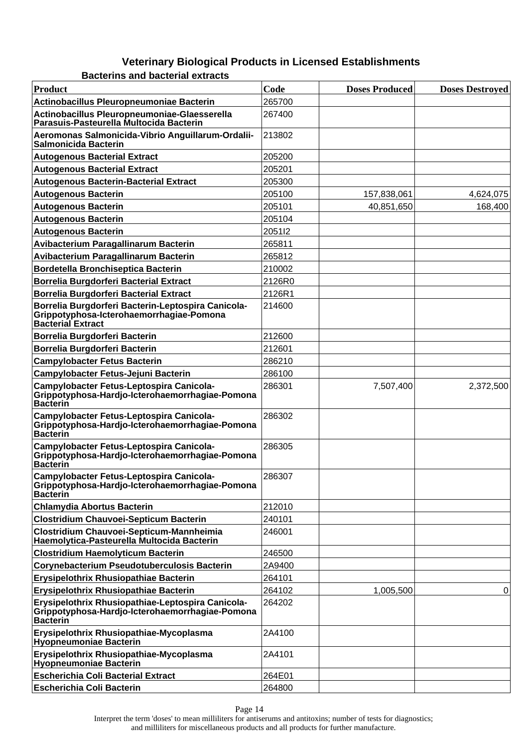# Veterinary Biological Products in Licensed Establishments

### Bacterins and bacterial extracts

| Product | Code | Doses Produced | Doses Destroyed |
|---|---|---|---|
| Actinobacillus Pleuropneumoniae Bacterin | 265700 | | |
| Actinobacillus Pleuropneumoniae-Glaesserella Parasuis-Pasteurella Multocida Bacterin | 267400 | | |
| Aeromonas Salmonicida-Vibrio Anguillarum-Ordalii-Salmonicida Bacterin | 213802 | | |
| Autogenous Bacterial Extract | 205200 | | |
| Autogenous Bacterial Extract | 205201 | | |
| Autogenous Bacterin-Bacterial Extract | 205300 | | |
| Autogenous Bacterin | 205100 | 157,838,061 | 4,624,075 |
| Autogenous Bacterin | 205101 | 40,851,650 | 168,400 |
| Autogenous Bacterin | 205104 | | |
| Autogenous Bacterin | 2051I2 | | |
| Avibacterium Paragallinarum Bacterin | 265811 | | |
| Avibacterium Paragallinarum Bacterin | 265812 | | |
| Bordetella Bronchiseptica Bacterin | 210002 | | |
| Borrelia Burgdorferi Bacterial Extract | 2126R0 | | |
| Borrelia Burgdorferi Bacterial Extract | 2126R1 | | |
| Borrelia Burgdorferi Bacterin-Leptospira Canicola-Grippotyphosa-Icterohaemorrhagiae-Pomona Bacterial Extract | 214600 | | |
| Borrelia Burgdorferi Bacterin | 212600 | | |
| Borrelia Burgdorferi Bacterin | 212601 | | |
| Campylobacter Fetus Bacterin | 286210 | | |
| Campylobacter Fetus-Jejuni Bacterin | 286100 | | |
| Campylobacter Fetus-Leptospira Canicola-Grippotyphosa-Hardjo-Icterohaemorrhagiae-Pomona Bacterin | 286301 | 7,507,400 | 2,372,500 |
| Campylobacter Fetus-Leptospira Canicola-Grippotyphosa-Hardjo-Icterohaemorrhagiae-Pomona Bacterin | 286302 | | |
| Campylobacter Fetus-Leptospira Canicola-Grippotyphosa-Hardjo-Icterohaemorrhagiae-Pomona Bacterin | 286305 | | |
| Campylobacter Fetus-Leptospira Canicola-Grippotyphosa-Hardjo-Icterohaemorrhagiae-Pomona Bacterin | 286307 | | |
| Chlamydia Abortus Bacterin | 212010 | | |
| Clostridium Chauvoei-Septicum Bacterin | 240101 | | |
| Clostridium Chauvoei-Septicum-Mannheimia Haemolytica-Pasteurella Multocida Bacterin | 246001 | | |
| Clostridium Haemolyticum Bacterin | 246500 | | |
| Corynebacterium Pseudotuberculosis Bacterin | 2A9400 | | |
| Erysipelothrix Rhusiopathiae Bacterin | 264101 | | |
| Erysipelothrix Rhusiopathiae Bacterin | 264102 | 1,005,500 | 0 |
| Erysipelothrix Rhusiopathiae-Leptospira Canicola-Grippotyphosa-Hardjo-Icterohaemorrhagiae-Pomona Bacterin | 264202 | | |
| Erysipelothrix Rhusiopathiae-Mycoplasma Hyopneumoniae Bacterin | 2A4100 | | |
| Erysipelothrix Rhusiopathiae-Mycoplasma Hyopneumoniae Bacterin | 2A4101 | | |
| Escherichia Coli Bacterial Extract | 264E01 | | |
| Escherichia Coli Bacterin | 264800 | | |

Interpret the term 'doses' to mean milliliters for antiserums and antitoxins; number of tests for diagnostics; and milliliters for miscellaneous products and all products for further manufacture.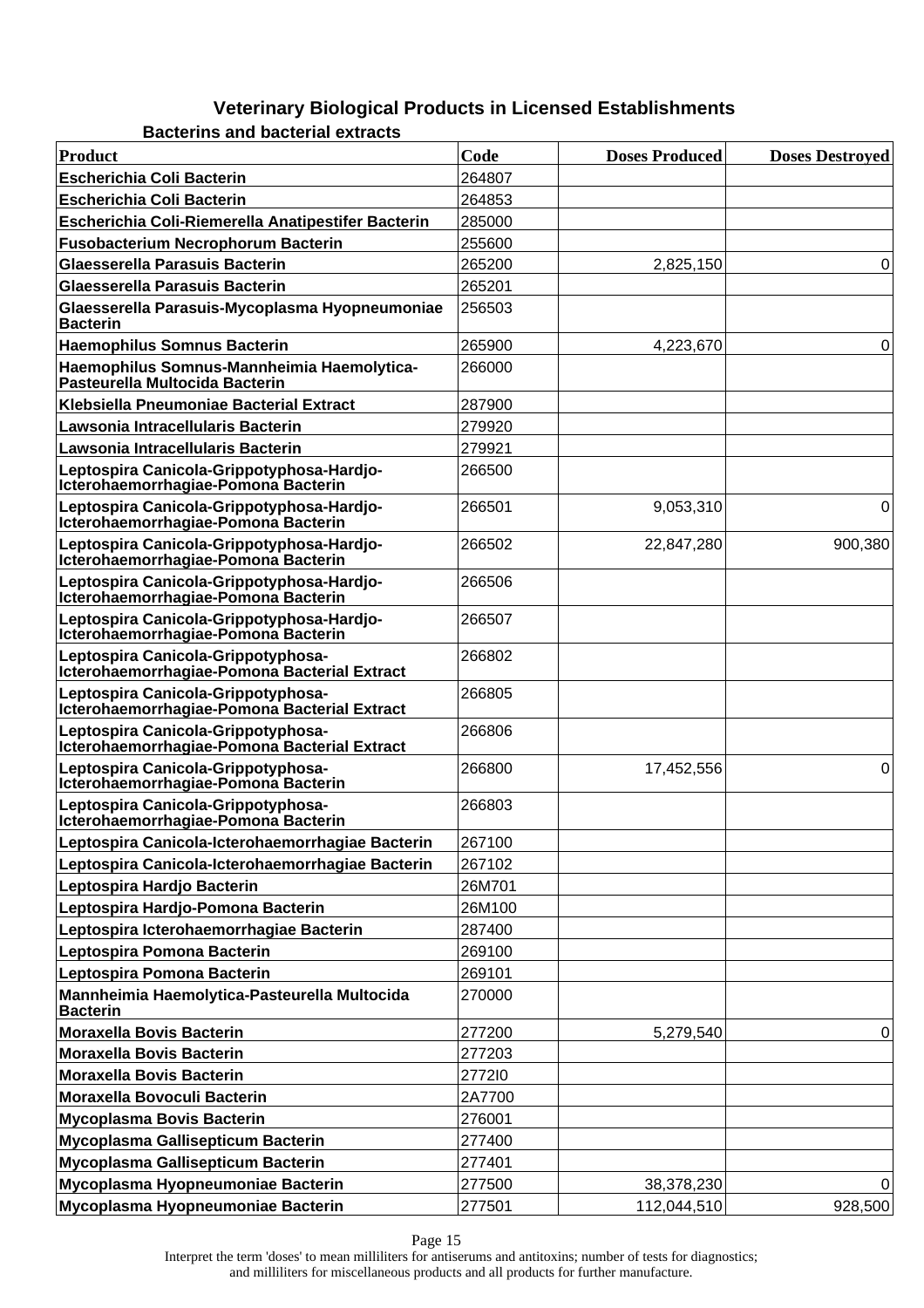# Veterinary Biological Products in Licensed Establishments

### Bacterins and bacterial extracts

| Product | Code | Doses Produced | Doses Destroyed |
|---|---|---|---|
| Escherichia Coli Bacterin | 264807 | | |
| Escherichia Coli Bacterin | 264853 | | |
| Escherichia Coli-Riemerella Anatipestifer Bacterin | 285000 | | |
| Fusobacterium Necrophorum Bacterin | 255600 | | |
| Glaesserella Parasuis Bacterin | 265200 | 2,825,150 | 0 |
| Glaesserella Parasuis Bacterin | 265201 | | |
| Glaesserella Parasuis-Mycoplasma Hyopneumoniae Bacterin | 256503 | | |
| Haemophilus Somnus Bacterin | 265900 | 4,223,670 | 0 |
| Haemophilus Somnus-Mannheimia Haemolytica-Pasteurella Multocida Bacterin | 266000 | | |
| Klebsiella Pneumoniae Bacterial Extract | 287900 | | |
| Lawsonia Intracellularis Bacterin | 279920 | | |
| Lawsonia Intracellularis Bacterin | 279921 | | |
| Leptospira Canicola-Grippotyphosa-Hardjo-Icterohaemorrhagiae-Pomona Bacterin | 266500 | | |
| Leptospira Canicola-Grippotyphosa-Hardjo-Icterohaemorrhagiae-Pomona Bacterin | 266501 | 9,053,310 | 0 |
| Leptospira Canicola-Grippotyphosa-Hardjo-Icterohaemorrhagiae-Pomona Bacterin | 266502 | 22,847,280 | 900,380 |
| Leptospira Canicola-Grippotyphosa-Hardjo-Icterohaemorrhagiae-Pomona Bacterin | 266506 | | |
| Leptospira Canicola-Grippotyphosa-Hardjo-Icterohaemorrhagiae-Pomona Bacterin | 266507 | | |
| Leptospira Canicola-Grippotyphosa-Icterohaemorrhagiae-Pomona Bacterial Extract | 266802 | | |
| Leptospira Canicola-Grippotyphosa-Icterohaemorrhagiae-Pomona Bacterial Extract | 266805 | | |
| Leptospira Canicola-Grippotyphosa-Icterohaemorrhagiae-Pomona Bacterial Extract | 266806 | | |
| Leptospira Canicola-Grippotyphosa-Icterohaemorrhagiae-Pomona Bacterin | 266800 | 17,452,556 | 0 |
| Leptospira Canicola-Grippotyphosa-Icterohaemorrhagiae-Pomona Bacterin | 266803 | | |
| Leptospira Canicola-Icterohaemorrhagiae Bacterin | 267100 | | |
| Leptospira Canicola-Icterohaemorrhagiae Bacterin | 267102 | | |
| Leptospira Hardjo Bacterin | 26M701 | | |
| Leptospira Hardjo-Pomona Bacterin | 26M100 | | |
| Leptospira Icterohaemorrhagiae Bacterin | 287400 | | |
| Leptospira Pomona Bacterin | 269100 | | |
| Leptospira Pomona Bacterin | 269101 | | |
| Mannheimia Haemolytica-Pasteurella Multocida Bacterin | 270000 | | |
| Moraxella Bovis Bacterin | 277200 | 5,279,540 | 0 |
| Moraxella Bovis Bacterin | 277203 | | |
| Moraxella Bovis Bacterin | 2772I0 | | |
| Moraxella Bovoculi Bacterin | 2A7700 | | |
| Mycoplasma Bovis Bacterin | 276001 | | |
| Mycoplasma Gallisepticum Bacterin | 277400 | | |
| Mycoplasma Gallisepticum Bacterin | 277401 | | |
| Mycoplasma Hyopneumoniae Bacterin | 277500 | 38,378,230 | 0 |
| Mycoplasma Hyopneumoniae Bacterin | 277501 | 112,044,510 | 928,500 |

Interpret the term 'doses' to mean milliliters for antiserums and antitoxins; number of tests for diagnostics; and milliliters for miscellaneous products and all products for further manufacture.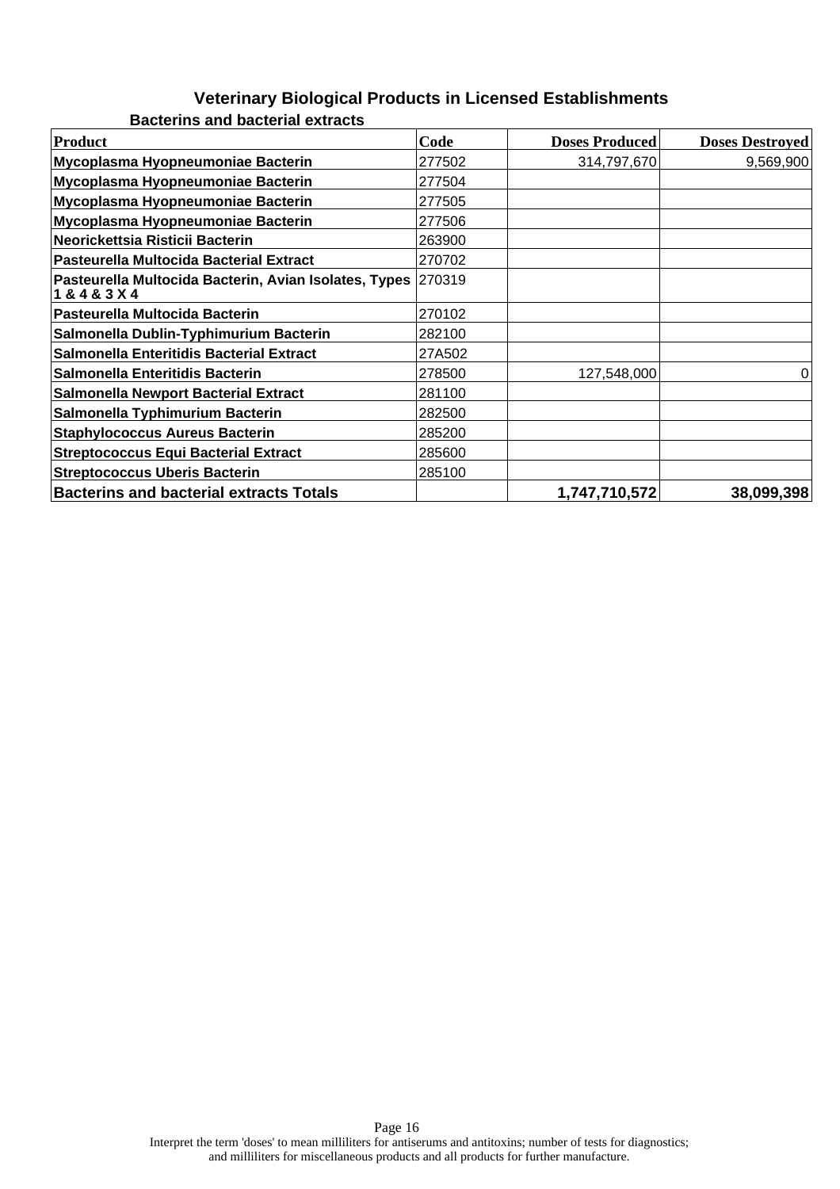# Veterinary Biological Products in Licensed Establishments

## Bacterins and bacterial extracts

| Product | Code | Doses Produced | Doses Destroyed |
|---|---|---|---|
| **Mycoplasma Hyopneumoniae Bacterin** | 277502 | 314,797,670 | 9,569,900 |
| **Mycoplasma Hyopneumoniae Bacterin** | 277504 | | |
| **Mycoplasma Hyopneumoniae Bacterin** | 277505 | | |
| **Mycoplasma Hyopneumoniae Bacterin** | 277506 | | |
| **Neorickettsia Risticii Bacterin** | 263900 | | |
| **Pasteurella Multocida Bacterial Extract** | 270702 | | |
| **Pasteurella Multocida Bacterin, Avian Isolates, Types 1 & 4 & 3 X 4** | 270319 | | |
| **Pasteurella Multocida Bacterin** | 270102 | | |
| **Salmonella Dublin-Typhimurium Bacterin** | 282100 | | |
| **Salmonella Enteritidis Bacterial Extract** | 27A502 | | |
| **Salmonella Enteritidis Bacterin** | 278500 | 127,548,000 | 0 |
| **Salmonella Newport Bacterial Extract** | 281100 | | |
| **Salmonella Typhimurium Bacterin** | 282500 | | |
| **Staphylococcus Aureus Bacterin** | 285200 | | |
| **Streptococcus Equi Bacterial Extract** | 285600 | | |
| **Streptococcus Uberis Bacterin** | 285100 | | |
| **Bacterins and bacterial extracts Totals** | | **1,747,710,572** | **38,099,398** |

Interpret the term 'doses' to mean milliliters for antiserums and antitoxins; number of tests for diagnostics; and milliliters for miscellaneous products and all products for further manufacture.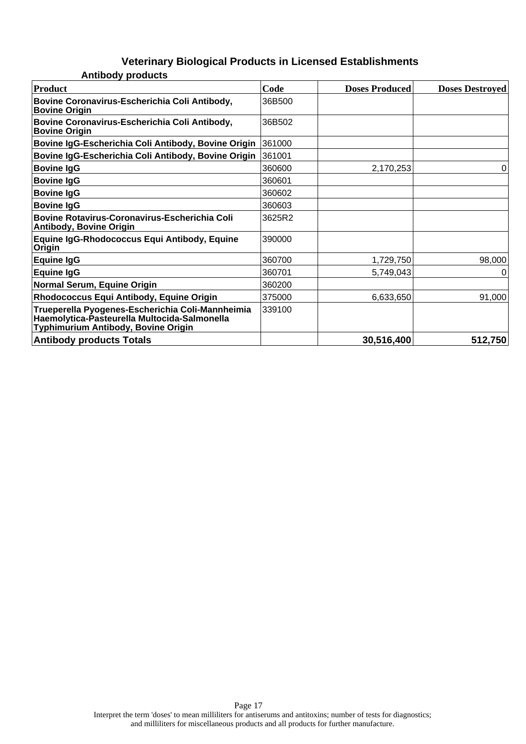# Veterinary Biological Products in Licensed Establishments

### Antibody products

| Product | Code | Doses Produced | Doses Destroyed |
|---|---|---|---|
| **Bovine Coronavirus-Escherichia Coli Antibody, Bovine Origin** | 36B500 | | |
| **Bovine Coronavirus-Escherichia Coli Antibody, Bovine Origin** | 36B502 | | |
| **Bovine IgG-Escherichia Coli Antibody, Bovine Origin** | 361000 | | |
| **Bovine IgG-Escherichia Coli Antibody, Bovine Origin** | 361001 | | |
| **Bovine IgG** | 360600 | 2,170,253 | 0 |
| **Bovine IgG** | 360601 | | |
| **Bovine IgG** | 360602 | | |
| **Bovine IgG** | 360603 | | |
| **Bovine Rotavirus-Coronavirus-Escherichia Coli Antibody, Bovine Origin** | 3625R2 | | |
| **Equine IgG-Rhodococcus Equi Antibody, Equine Origin** | 390000 | | |
| **Equine IgG** | 360700 | 1,729,750 | 98,000 |
| **Equine IgG** | 360701 | 5,749,043 | 0 |
| **Normal Serum, Equine Origin** | 360200 | | |
| **Rhodococcus Equi Antibody, Equine Origin** | 375000 | 6,633,650 | 91,000 |
| **Trueperella Pyogenes-Escherichia Coli-Mannheimia Haemolytica-Pasteurella Multocida-Salmonella Typhimurium Antibody, Bovine Origin** | 339100 | | |
| **Antibody products Totals** | | **30,516,400** | **512,750** |

Interpret the term 'doses' to mean milliliters for antiserums and antitoxins; number of tests for diagnostics; and milliliters for miscellaneous products and all products for further manufacture.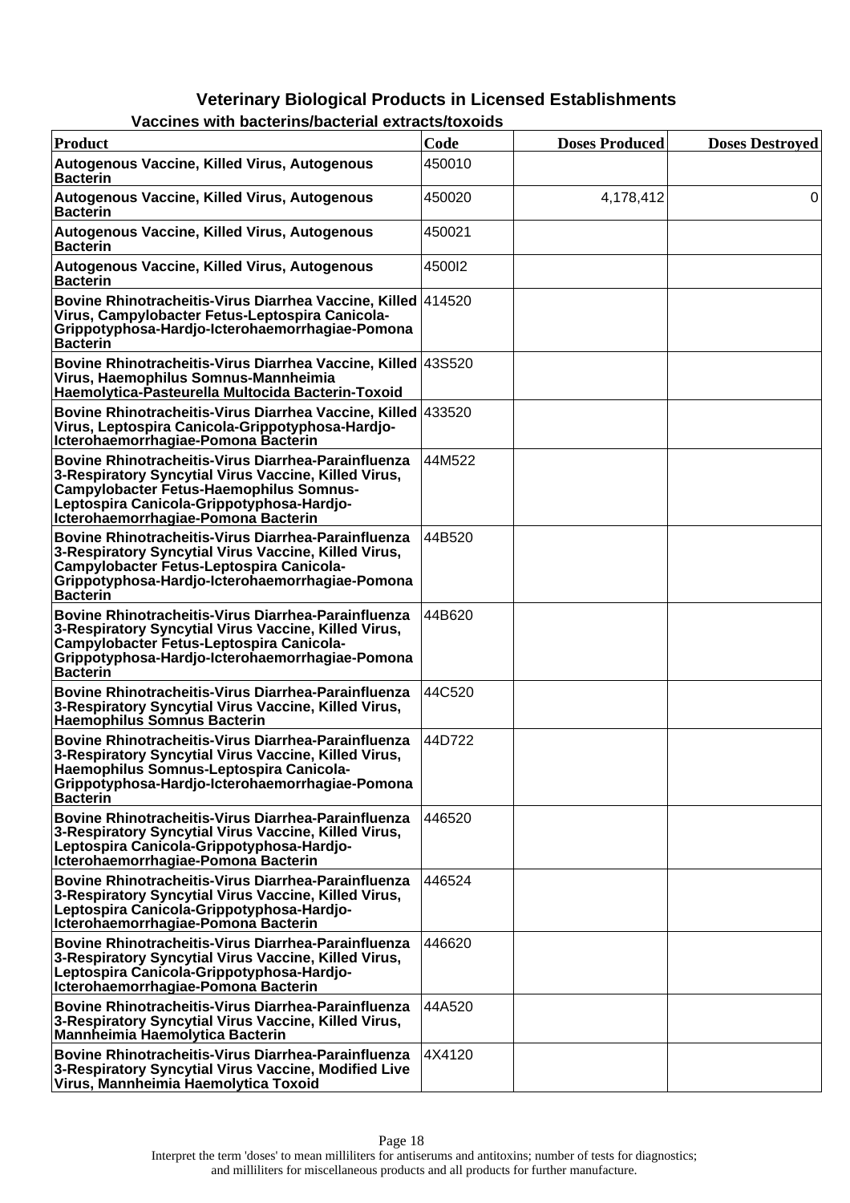## Veterinary Biological Products in Licensed Establishments

### Vaccines with bacterins/bacterial extracts/toxoids

| Product | Code | Doses Produced | Doses Destroyed |
|---|---|---|---|
| Autogenous Vaccine, Killed Virus, Autogenous Bacterin | 450010 | | |
| Autogenous Vaccine, Killed Virus, Autogenous Bacterin | 450020 | 4,178,412 | 0 |
| Autogenous Vaccine, Killed Virus, Autogenous Bacterin | 450021 | | |
| Autogenous Vaccine, Killed Virus, Autogenous Bacterin | 4500I2 | | |
| Bovine Rhinotracheitis-Virus Diarrhea Vaccine, Killed Virus, Campylobacter Fetus-Leptospira Canicola-Grippotyphosa-Hardjo-Icterohaemorrhagiae-Pomona Bacterin | 414520 | | |
| Bovine Rhinotracheitis-Virus Diarrhea Vaccine, Killed Virus, Haemophilus Somnus-Mannheimia Haemolytica-Pasteurella Multocida Bacterin-Toxoid | 43S520 | | |
| Bovine Rhinotracheitis-Virus Diarrhea Vaccine, Killed Virus, Leptospira Canicola-Grippotyphosa-Hardjo-Icterohaemorrhagiae-Pomona Bacterin | 433520 | | |
| Bovine Rhinotracheitis-Virus Diarrhea-Parainfluenza 3-Respiratory Syncytial Virus Vaccine, Killed Virus, Campylobacter Fetus-Haemophilus Somnus-Leptospira Canicola-Grippotyphosa-Hardjo-Icterohaemorrhagiae-Pomona Bacterin | 44M522 | | |
| Bovine Rhinotracheitis-Virus Diarrhea-Parainfluenza 3-Respiratory Syncytial Virus Vaccine, Killed Virus, Campylobacter Fetus-Leptospira Canicola-Grippotyphosa-Hardjo-Icterohaemorrhagiae-Pomona Bacterin | 44B520 | | |
| Bovine Rhinotracheitis-Virus Diarrhea-Parainfluenza 3-Respiratory Syncytial Virus Vaccine, Killed Virus, Campylobacter Fetus-Leptospira Canicola-Grippotyphosa-Hardjo-Icterohaemorrhagiae-Pomona Bacterin | 44B620 | | |
| Bovine Rhinotracheitis-Virus Diarrhea-Parainfluenza 3-Respiratory Syncytial Virus Vaccine, Killed Virus, Haemophilus Somnus Bacterin | 44C520 | | |
| Bovine Rhinotracheitis-Virus Diarrhea-Parainfluenza 3-Respiratory Syncytial Virus Vaccine, Killed Virus, Haemophilus Somnus-Leptospira Canicola-Grippotyphosa-Hardjo-Icterohaemorrhagiae-Pomona Bacterin | 44D722 | | |
| Bovine Rhinotracheitis-Virus Diarrhea-Parainfluenza 3-Respiratory Syncytial Virus Vaccine, Killed Virus, Leptospira Canicola-Grippotyphosa-Hardjo-Icterohaemorrhagiae-Pomona Bacterin | 446520 | | |
| Bovine Rhinotracheitis-Virus Diarrhea-Parainfluenza 3-Respiratory Syncytial Virus Vaccine, Killed Virus, Leptospira Canicola-Grippotyphosa-Hardjo-Icterohaemorrhagiae-Pomona Bacterin | 446524 | | |
| Bovine Rhinotracheitis-Virus Diarrhea-Parainfluenza 3-Respiratory Syncytial Virus Vaccine, Killed Virus, Leptospira Canicola-Grippotyphosa-Hardjo-Icterohaemorrhagiae-Pomona Bacterin | 446620 | | |
| Bovine Rhinotracheitis-Virus Diarrhea-Parainfluenza 3-Respiratory Syncytial Virus Vaccine, Killed Virus, Mannheimia Haemolytica Bacterin | 44A520 | | |
| Bovine Rhinotracheitis-Virus Diarrhea-Parainfluenza 3-Respiratory Syncytial Virus Vaccine, Modified Live Virus, Mannheimia Haemolytica Toxoid | 4X4120 | | |

Interpret the term 'doses' to mean milliliters for antiserums and antitoxins; number of tests for diagnostics; and milliliters for miscellaneous products and all products for further manufacture.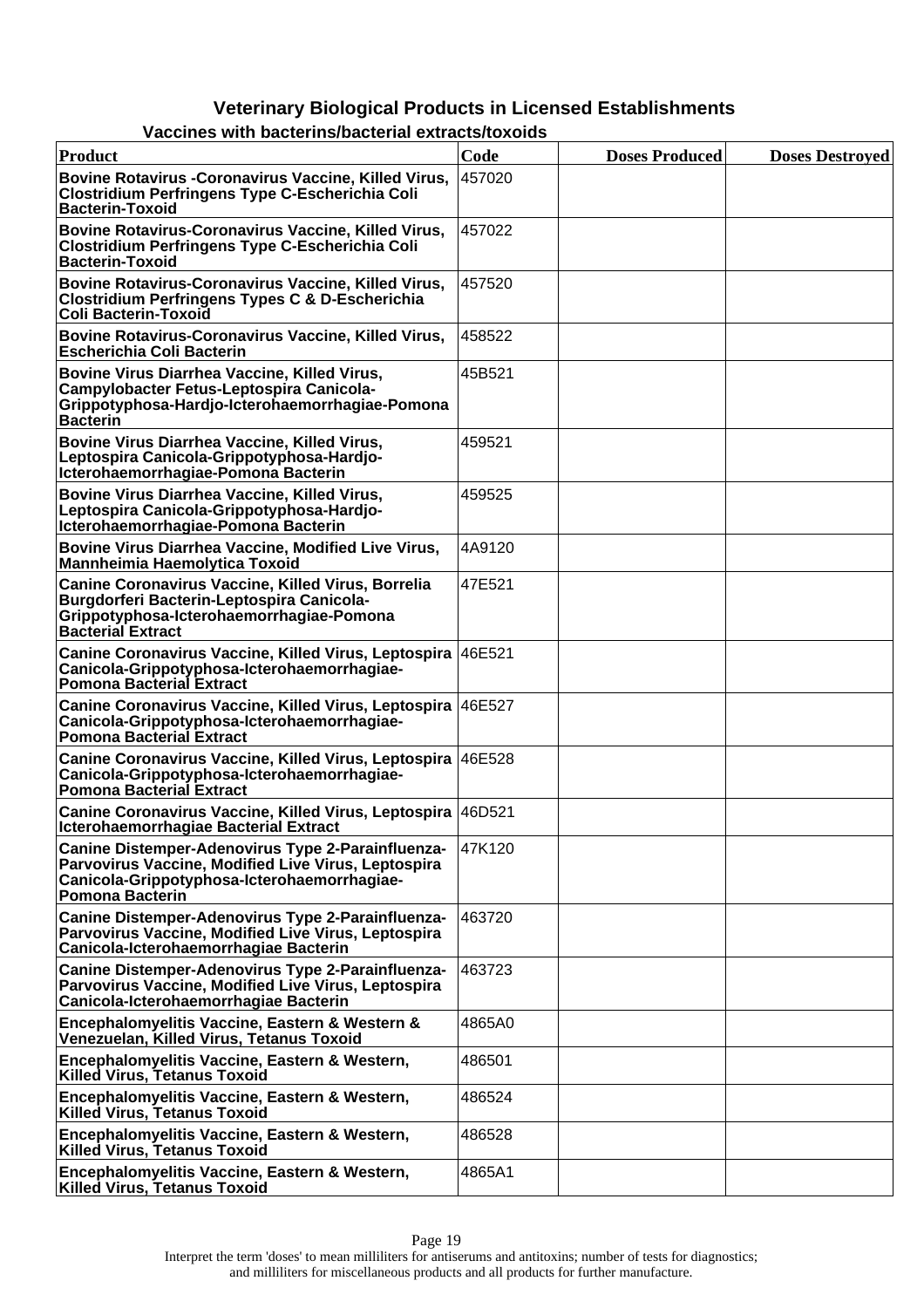# Veterinary Biological Products in Licensed Establishments

## Vaccines with bacterins/bacterial extracts/toxoids

| Product | Code | Doses Produced | Doses Destroyed |
|---|---|---|---|
| **Bovine Rotavirus -Coronavirus Vaccine, Killed Virus, Clostridium Perfringens Type C-Escherichia Coli Bacterin-Toxoid** | 457020 | | |
| **Bovine Rotavirus-Coronavirus Vaccine, Killed Virus, Clostridium Perfringens Type C-Escherichia Coli Bacterin-Toxoid** | 457022 | | |
| **Bovine Rotavirus-Coronavirus Vaccine, Killed Virus, Clostridium Perfringens Types C & D-Escherichia Coli Bacterin-Toxoid** | 457520 | | |
| **Bovine Rotavirus-Coronavirus Vaccine, Killed Virus, Escherichia Coli Bacterin** | 458522 | | |
| **Bovine Virus Diarrhea Vaccine, Killed Virus, Campylobacter Fetus-Leptospira Canicola-Grippotyphosa-Hardjo-Icterohaemorrhagiae-Pomona Bacterin** | 45B521 | | |
| **Bovine Virus Diarrhea Vaccine, Killed Virus, Leptospira Canicola-Grippotyphosa-Hardjo-Icterohaemorrhagiae-Pomona Bacterin** | 459521 | | |
| **Bovine Virus Diarrhea Vaccine, Killed Virus, Leptospira Canicola-Grippotyphosa-Hardjo-Icterohaemorrhagiae-Pomona Bacterin** | 459525 | | |
| **Bovine Virus Diarrhea Vaccine, Modified Live Virus, Mannheimia Haemolytica Toxoid** | 4A9120 | | |
| **Canine Coronavirus Vaccine, Killed Virus, Borrelia Burgdorferi Bacterin-Leptospira Canicola-Grippotyphosa-Icterohaemorrhagiae-Pomona Bacterial Extract** | 47E521 | | |
| **Canine Coronavirus Vaccine, Killed Virus, Leptospira Canicola-Grippotyphosa-Icterohaemorrhagiae-Pomona Bacterial Extract** | 46E521 | | |
| **Canine Coronavirus Vaccine, Killed Virus, Leptospira Canicola-Grippotyphosa-Icterohaemorrhagiae-Pomona Bacterial Extract** | 46E527 | | |
| **Canine Coronavirus Vaccine, Killed Virus, Leptospira Canicola-Grippotyphosa-Icterohaemorrhagiae-Pomona Bacterial Extract** | 46E528 | | |
| **Canine Coronavirus Vaccine, Killed Virus, Leptospira Icterohaemorrhagiae Bacterial Extract** | 46D521 | | |
| **Canine Distemper-Adenovirus Type 2-Parainfluenza-Parvovirus Vaccine, Modified Live Virus, Leptospira Canicola-Grippotyphosa-Icterohaemorrhagiae-Pomona Bacterin** | 47K120 | | |
| **Canine Distemper-Adenovirus Type 2-Parainfluenza-Parvovirus Vaccine, Modified Live Virus, Leptospira Canicola-Icterohaemorrhagiae Bacterin** | 463720 | | |
| **Canine Distemper-Adenovirus Type 2-Parainfluenza-Parvovirus Vaccine, Modified Live Virus, Leptospira Canicola-Icterohaemorrhagiae Bacterin** | 463723 | | |
| **Encephalomyelitis Vaccine, Eastern & Western & Venezuelan, Killed Virus, Tetanus Toxoid** | 4865A0 | | |
| **Encephalomyelitis Vaccine, Eastern & Western, Killed Virus, Tetanus Toxoid** | 486501 | | |
| **Encephalomyelitis Vaccine, Eastern & Western, Killed Virus, Tetanus Toxoid** | 486524 | | |
| **Encephalomyelitis Vaccine, Eastern & Western, Killed Virus, Tetanus Toxoid** | 486528 | | |
| **Encephalomyelitis Vaccine, Eastern & Western, Killed Virus, Tetanus Toxoid** | 4865A1 | | |

Interpret the term 'doses' to mean milliliters for antiserums and antitoxins; number of tests for diagnostics; and milliliters for miscellaneous products and all products for further manufacture.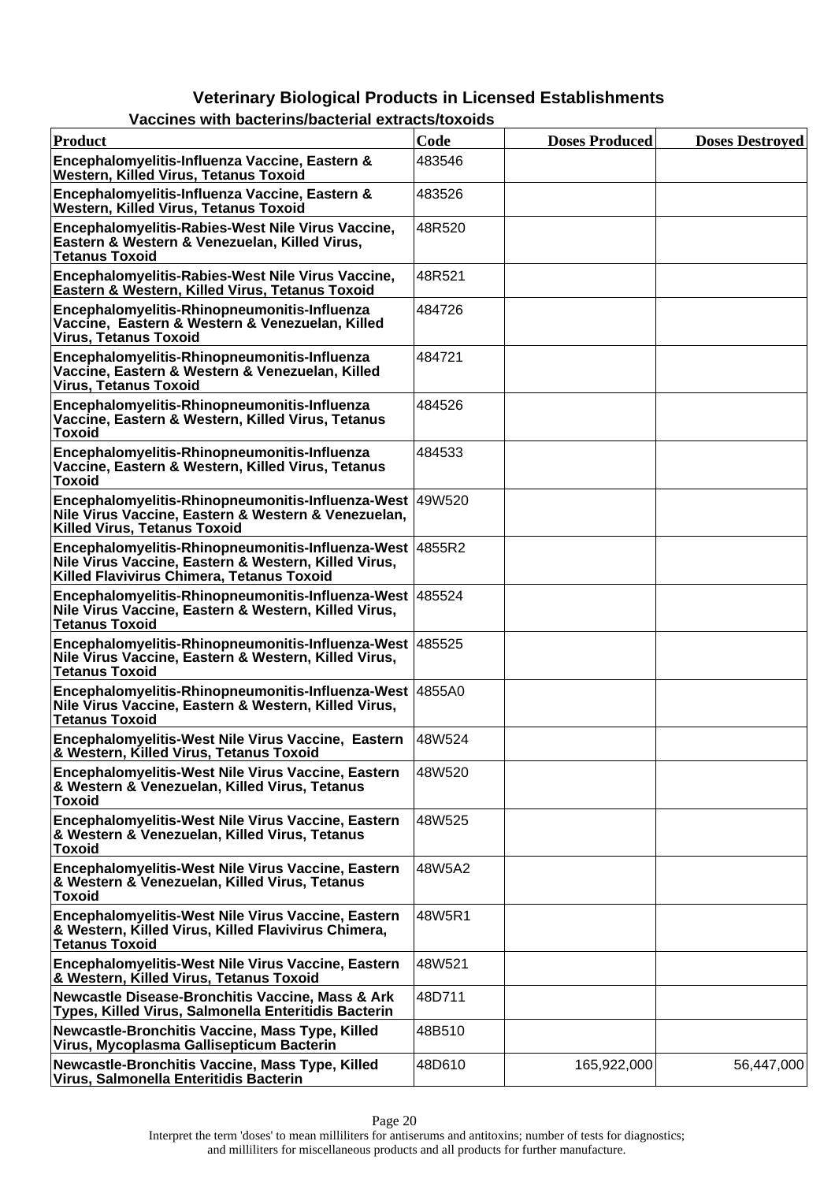## Veterinary Biological Products in Licensed Establishments

### Vaccines with bacterins/bacterial extracts/toxoids

| Product | Code | Doses Produced | Doses Destroyed |
|---|---|---|---|
| Encephalomyelitis-Influenza Vaccine, Eastern & Western, Killed Virus, Tetanus Toxoid | 483546 | | |
| Encephalomyelitis-Influenza Vaccine, Eastern & Western, Killed Virus, Tetanus Toxoid | 483526 | | |
| Encephalomyelitis-Rabies-West Nile Virus Vaccine, Eastern & Western & Venezuelan, Killed Virus, Tetanus Toxoid | 48R520 | | |
| Encephalomyelitis-Rabies-West Nile Virus Vaccine, Eastern & Western, Killed Virus, Tetanus Toxoid | 48R521 | | |
| Encephalomyelitis-Rhinopneumonitis-Influenza Vaccine, Eastern & Western & Venezuelan, Killed Virus, Tetanus Toxoid | 484726 | | |
| Encephalomyelitis-Rhinopneumonitis-Influenza Vaccine, Eastern & Western & Venezuelan, Killed Virus, Tetanus Toxoid | 484721 | | |
| Encephalomyelitis-Rhinopneumonitis-Influenza Vaccine, Eastern & Western, Killed Virus, Tetanus Toxoid | 484526 | | |
| Encephalomyelitis-Rhinopneumonitis-Influenza Vaccine, Eastern & Western, Killed Virus, Tetanus Toxoid | 484533 | | |
| Encephalomyelitis-Rhinopneumonitis-Influenza-West Nile Virus Vaccine, Eastern & Western & Venezuelan, Killed Virus, Tetanus Toxoid | 49W520 | | |
| Encephalomyelitis-Rhinopneumonitis-Influenza-West Nile Virus Vaccine, Eastern & Western, Killed Virus, Killed Flavivirus Chimera, Tetanus Toxoid | 4855R2 | | |
| Encephalomyelitis-Rhinopneumonitis-Influenza-West Nile Virus Vaccine, Eastern & Western, Killed Virus, Tetanus Toxoid | 485524 | | |
| Encephalomyelitis-Rhinopneumonitis-Influenza-West Nile Virus Vaccine, Eastern & Western, Killed Virus, Tetanus Toxoid | 485525 | | |
| Encephalomyelitis-Rhinopneumonitis-Influenza-West Nile Virus Vaccine, Eastern & Western, Killed Virus, Tetanus Toxoid | 4855A0 | | |
| Encephalomyelitis-West Nile Virus Vaccine, Eastern & Western, Killed Virus, Tetanus Toxoid | 48W524 | | |
| Encephalomyelitis-West Nile Virus Vaccine, Eastern & Western & Venezuelan, Killed Virus, Tetanus Toxoid | 48W520 | | |
| Encephalomyelitis-West Nile Virus Vaccine, Eastern & Western & Venezuelan, Killed Virus, Tetanus Toxoid | 48W525 | | |
| Encephalomyelitis-West Nile Virus Vaccine, Eastern & Western & Venezuelan, Killed Virus, Tetanus Toxoid | 48W5A2 | | |
| Encephalomyelitis-West Nile Virus Vaccine, Eastern & Western, Killed Virus, Killed Flavivirus Chimera, Tetanus Toxoid | 48W5R1 | | |
| Encephalomyelitis-West Nile Virus Vaccine, Eastern & Western, Killed Virus, Tetanus Toxoid | 48W521 | | |
| Newcastle Disease-Bronchitis Vaccine, Mass & Ark Types, Killed Virus, Salmonella Enteritidis Bacterin | 48D711 | | |
| Newcastle-Bronchitis Vaccine, Mass Type, Killed Virus, Mycoplasma Gallisepticum Bacterin | 48B510 | | |
| Newcastle-Bronchitis Vaccine, Mass Type, Killed Virus, Salmonella Enteritidis Bacterin | 48D610 | 165,922,000 | 56,447,000 |

Interpret the term 'doses' to mean milliliters for antiserums and antitoxins; number of tests for diagnostics; and milliliters for miscellaneous products and all products for further manufacture.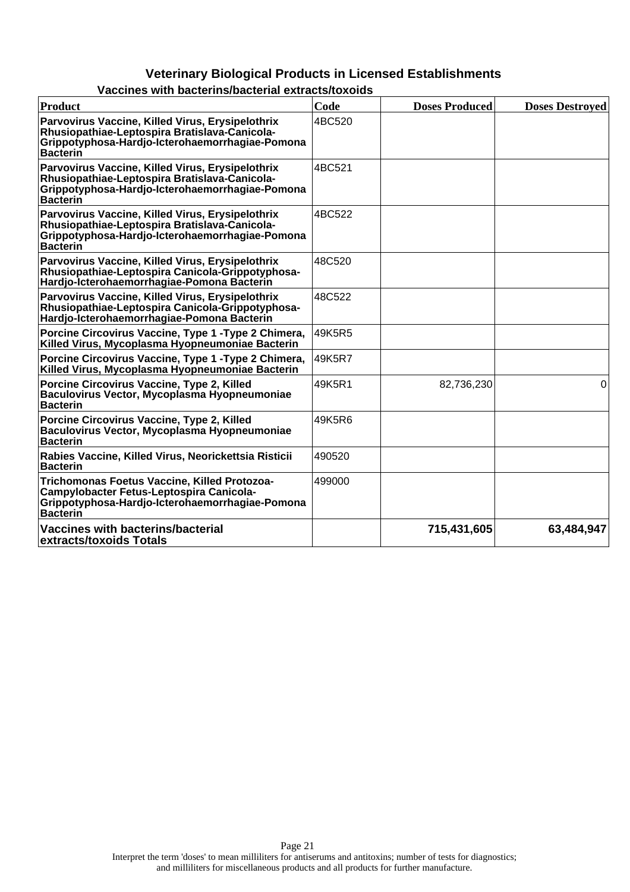## Veterinary Biological Products in Licensed Establishments

### Vaccines with bacterins/bacterial extracts/toxoids

| Product | Code | Doses Produced | Doses Destroyed |
|---|---|---|---|
| Parvovirus Vaccine, Killed Virus, Erysipelothrix Rhusiopathiae-Leptospira Bratislava-Canicola-Grippotyphosa-Hardjo-Icterohaemorrhagiae-Pomona Bacterin | 4BC520 | | |
| Parvovirus Vaccine, Killed Virus, Erysipelothrix Rhusiopathiae-Leptospira Bratislava-Canicola-Grippotyphosa-Hardjo-Icterohaemorrhagiae-Pomona Bacterin | 4BC521 | | |
| Parvovirus Vaccine, Killed Virus, Erysipelothrix Rhusiopathiae-Leptospira Bratislava-Canicola-Grippotyphosa-Hardjo-Icterohaemorrhagiae-Pomona Bacterin | 4BC522 | | |
| Parvovirus Vaccine, Killed Virus, Erysipelothrix Rhusiopathiae-Leptospira Canicola-Grippotyphosa-Hardjo-Icterohaemorrhagiae-Pomona Bacterin | 48C520 | | |
| Parvovirus Vaccine, Killed Virus, Erysipelothrix Rhusiopathiae-Leptospira Canicola-Grippotyphosa-Hardjo-Icterohaemorrhagiae-Pomona Bacterin | 48C522 | | |
| Porcine Circovirus Vaccine, Type 1 -Type 2 Chimera, Killed Virus, Mycoplasma Hyopneumoniae Bacterin | 49K5R5 | | |
| Porcine Circovirus Vaccine, Type 1 -Type 2 Chimera, Killed Virus, Mycoplasma Hyopneumoniae Bacterin | 49K5R7 | | |
| Porcine Circovirus Vaccine, Type 2, Killed Baculovirus Vector, Mycoplasma Hyopneumoniae Bacterin | 49K5R1 | 82,736,230 | 0 |
| Porcine Circovirus Vaccine, Type 2, Killed Baculovirus Vector, Mycoplasma Hyopneumoniae Bacterin | 49K5R6 | | |
| Rabies Vaccine, Killed Virus, Neorickettsia Risticii Bacterin | 490520 | | |
| Trichomonas Foetus Vaccine, Killed Protozoa-Campylobacter Fetus-Leptospira Canicola-Grippotyphosa-Hardjo-Icterohaemorrhagiae-Pomona Bacterin | 499000 | | |
| **Vaccines with bacterins/bacterial extracts/toxoids Totals** | | **715,431,605** | **63,484,947** |

Interpret the term 'doses' to mean milliliters for antiserums and antitoxins; number of tests for diagnostics; and milliliters for miscellaneous products and all products for further manufacture.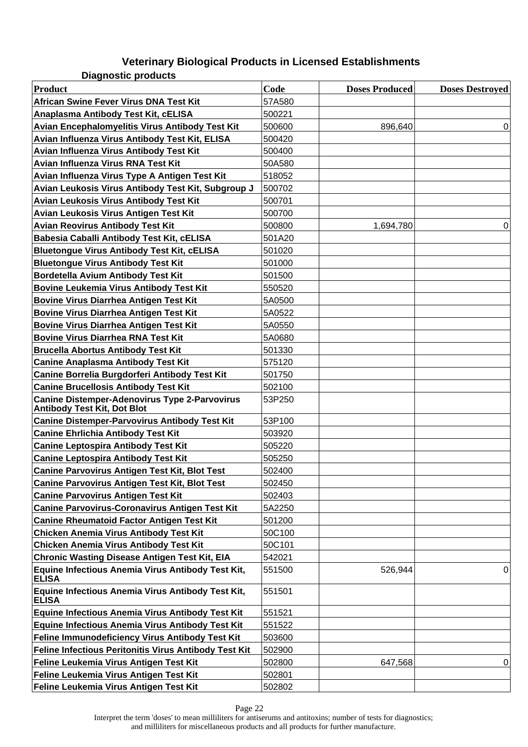# Veterinary Biological Products in Licensed Establishments

## Diagnostic products

| Product | Code | Doses Produced | Doses Destroyed |
|---|---|---|---|
| African Swine Fever Virus DNA Test Kit | 57A580 | | |
| Anaplasma Antibody Test Kit, cELISA | 500221 | | |
| Avian Encephalomyelitis Virus Antibody Test Kit | 500600 | 896,640 | 0 |
| Avian Influenza Virus Antibody Test Kit, ELISA | 500420 | | |
| Avian Influenza Virus Antibody Test Kit | 500400 | | |
| Avian Influenza Virus RNA Test Kit | 50A580 | | |
| Avian Influenza Virus Type A Antigen Test Kit | 518052 | | |
| Avian Leukosis Virus Antibody Test Kit, Subgroup J | 500702 | | |
| Avian Leukosis Virus Antibody Test Kit | 500701 | | |
| Avian Leukosis Virus Antigen Test Kit | 500700 | | |
| Avian Reovirus Antibody Test Kit | 500800 | 1,694,780 | 0 |
| Babesia Caballi Antibody Test Kit, cELISA | 501A20 | | |
| Bluetongue Virus Antibody Test Kit, cELISA | 501020 | | |
| Bluetongue Virus Antibody Test Kit | 501000 | | |
| Bordetella Avium Antibody Test Kit | 501500 | | |
| Bovine Leukemia Virus Antibody Test Kit | 550520 | | |
| Bovine Virus Diarrhea Antigen Test Kit | 5A0500 | | |
| Bovine Virus Diarrhea Antigen Test Kit | 5A0522 | | |
| Bovine Virus Diarrhea Antigen Test Kit | 5A0550 | | |
| Bovine Virus Diarrhea RNA Test Kit | 5A0680 | | |
| Brucella Abortus Antibody Test Kit | 501330 | | |
| Canine Anaplasma Antibody Test Kit | 575120 | | |
| Canine Borrelia Burgdorferi Antibody Test Kit | 501750 | | |
| Canine Brucellosis Antibody Test Kit | 502100 | | |
| Canine Distemper-Adenovirus Type 2-Parvovirus Antibody Test Kit, Dot Blot | 53P250 | | |
| Canine Distemper-Parvovirus Antibody Test Kit | 53P100 | | |
| Canine Ehrlichia Antibody Test Kit | 503920 | | |
| Canine Leptospira Antibody Test Kit | 505220 | | |
| Canine Leptospira Antibody Test Kit | 505250 | | |
| Canine Parvovirus Antigen Test Kit, Blot Test | 502400 | | |
| Canine Parvovirus Antigen Test Kit, Blot Test | 502450 | | |
| Canine Parvovirus Antigen Test Kit | 502403 | | |
| Canine Parvovirus-Coronavirus Antigen Test Kit | 5A2250 | | |
| Canine Rheumatoid Factor Antigen Test Kit | 501200 | | |
| Chicken Anemia Virus Antibody Test Kit | 50C100 | | |
| Chicken Anemia Virus Antibody Test Kit | 50C101 | | |
| Chronic Wasting Disease Antigen Test Kit, EIA | 542021 | | |
| Equine Infectious Anemia Virus Antibody Test Kit, ELISA | 551500 | 526,944 | 0 |
| Equine Infectious Anemia Virus Antibody Test Kit, ELISA | 551501 | | |
| Equine Infectious Anemia Virus Antibody Test Kit | 551521 | | |
| Equine Infectious Anemia Virus Antibody Test Kit | 551522 | | |
| Feline Immunodeficiency Virus Antibody Test Kit | 503600 | | |
| Feline Infectious Peritonitis Virus Antibody Test Kit | 502900 | | |
| Feline Leukemia Virus Antigen Test Kit | 502800 | 647,568 | 0 |
| Feline Leukemia Virus Antigen Test Kit | 502801 | | |
| Feline Leukemia Virus Antigen Test Kit | 502802 | | |

Interpret the term 'doses' to mean milliliters for antiserums and antitoxins; number of tests for diagnostics; and milliliters for miscellaneous products and all products for further manufacture.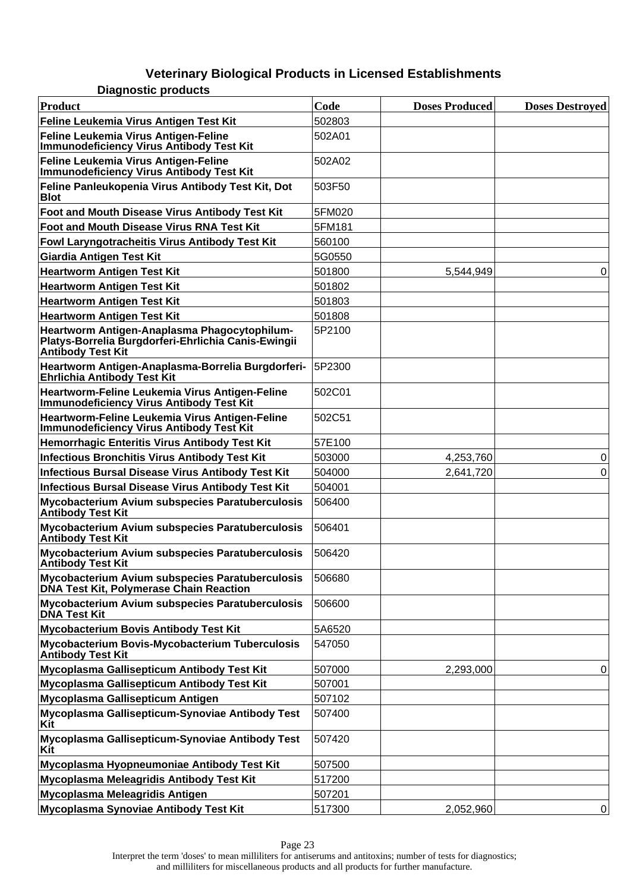## Veterinary Biological Products in Licensed Establishments

### Diagnostic products

| Product | Code | Doses Produced | Doses Destroyed |
|---|---|---|---|
| Feline Leukemia Virus Antigen Test Kit | 502803 | | |
| Feline Leukemia Virus Antigen-Feline Immunodeficiency Virus Antibody Test Kit | 502A01 | | |
| Feline Leukemia Virus Antigen-Feline Immunodeficiency Virus Antibody Test Kit | 502A02 | | |
| Feline Panleukopenia Virus Antibody Test Kit, Dot Blot | 503F50 | | |
| Foot and Mouth Disease Virus Antibody Test Kit | 5FM020 | | |
| Foot and Mouth Disease Virus RNA Test Kit | 5FM181 | | |
| Fowl Laryngotracheitis Virus Antibody Test Kit | 560100 | | |
| Giardia Antigen Test Kit | 5G0550 | | |
| Heartworm Antigen Test Kit | 501800 | 5,544,949 | 0 |
| Heartworm Antigen Test Kit | 501802 | | |
| Heartworm Antigen Test Kit | 501803 | | |
| Heartworm Antigen Test Kit | 501808 | | |
| Heartworm Antigen-Anaplasma Phagocytophilum-Platys-Borrelia Burgdorferi-Ehrlichia Canis-Ewingii Antibody Test Kit | 5P2100 | | |
| Heartworm Antigen-Anaplasma-Borrelia Burgdorferi-Ehrlichia Antibody Test Kit | 5P2300 | | |
| Heartworm-Feline Leukemia Virus Antigen-Feline Immunodeficiency Virus Antibody Test Kit | 502C01 | | |
| Heartworm-Feline Leukemia Virus Antigen-Feline Immunodeficiency Virus Antibody Test Kit | 502C51 | | |
| Hemorrhagic Enteritis Virus Antibody Test Kit | 57E100 | | |
| Infectious Bronchitis Virus Antibody Test Kit | 503000 | 4,253,760 | 0 |
| Infectious Bursal Disease Virus Antibody Test Kit | 504000 | 2,641,720 | 0 |
| Infectious Bursal Disease Virus Antibody Test Kit | 504001 | | |
| Mycobacterium Avium subspecies Paratuberculosis Antibody Test Kit | 506400 | | |
| Mycobacterium Avium subspecies Paratuberculosis Antibody Test Kit | 506401 | | |
| Mycobacterium Avium subspecies Paratuberculosis Antibody Test Kit | 506420 | | |
| Mycobacterium Avium subspecies Paratuberculosis DNA Test Kit, Polymerase Chain Reaction | 506680 | | |
| Mycobacterium Avium subspecies Paratuberculosis DNA Test Kit | 506600 | | |
| Mycobacterium Bovis Antibody Test Kit | 5A6520 | | |
| Mycobacterium Bovis-Mycobacterium Tuberculosis Antibody Test Kit | 547050 | | |
| Mycoplasma Gallisepticum Antibody Test Kit | 507000 | 2,293,000 | 0 |
| Mycoplasma Gallisepticum Antibody Test Kit | 507001 | | |
| Mycoplasma Gallisepticum Antigen | 507102 | | |
| Mycoplasma Gallisepticum-Synoviae Antibody Test Kit | 507400 | | |
| Mycoplasma Gallisepticum-Synoviae Antibody Test Kit | 507420 | | |
| Mycoplasma Hyopneumoniae Antibody Test Kit | 507500 | | |
| Mycoplasma Meleagridis Antibody Test Kit | 517200 | | |
| Mycoplasma Meleagridis Antigen | 507201 | | |
| Mycoplasma Synoviae Antibody Test Kit | 517300 | 2,052,960 | 0 |

Interpret the term 'doses' to mean milliliters for antiserums and antitoxins; number of tests for diagnostics; and milliliters for miscellaneous products and all products for further manufacture.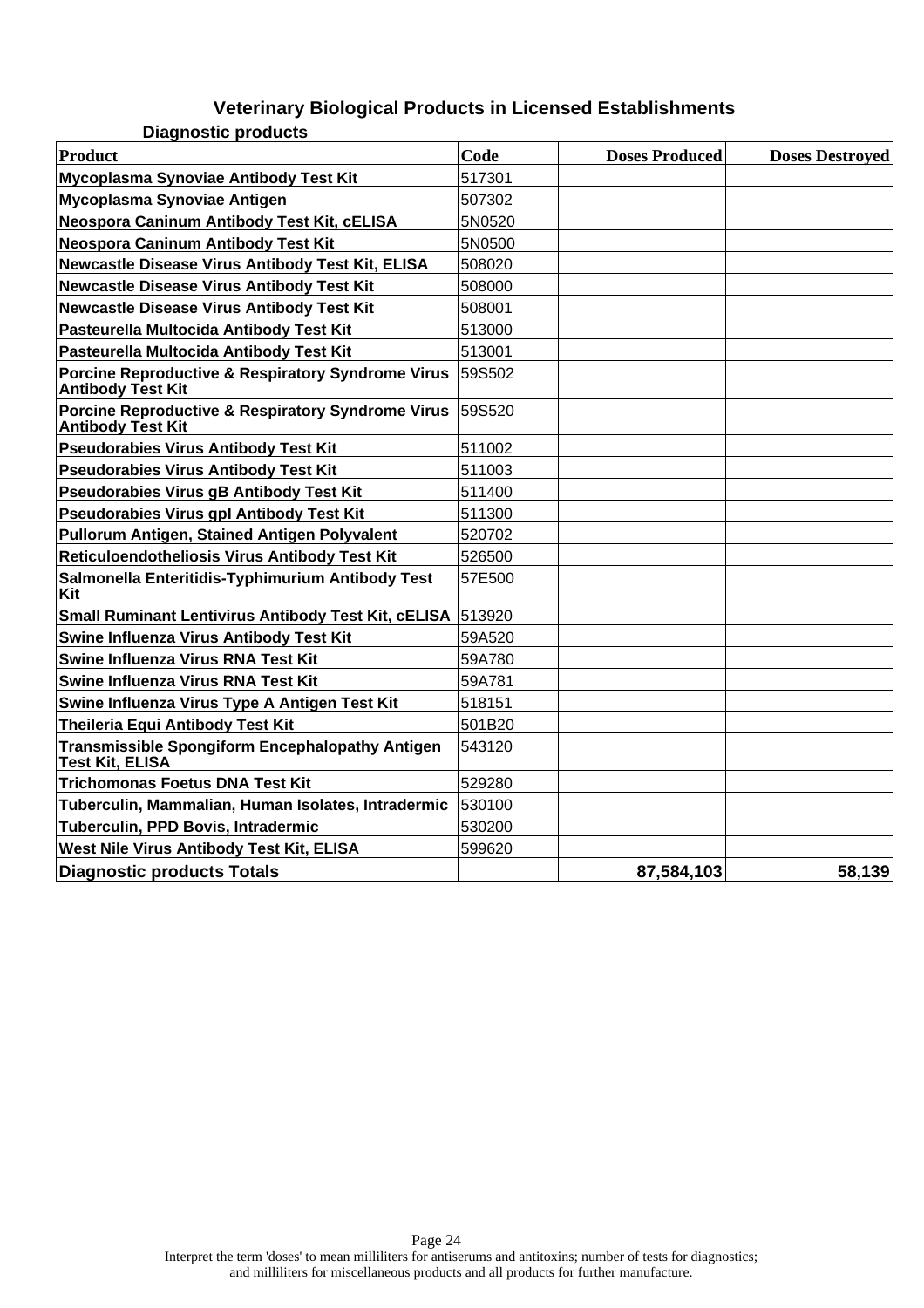# Veterinary Biological Products in Licensed Establishments

## Diagnostic products

| Product | Code | Doses Produced | Doses Destroyed |
|---|---|---|---|
| Mycoplasma Synoviae Antibody Test Kit | 517301 | | |
| Mycoplasma Synoviae Antigen | 507302 | | |
| Neospora Caninum Antibody Test Kit, cELISA | 5N0520 | | |
| Neospora Caninum Antibody Test Kit | 5N0500 | | |
| Newcastle Disease Virus Antibody Test Kit, ELISA | 508020 | | |
| Newcastle Disease Virus Antibody Test Kit | 508000 | | |
| Newcastle Disease Virus Antibody Test Kit | 508001 | | |
| Pasteurella Multocida Antibody Test Kit | 513000 | | |
| Pasteurella Multocida Antibody Test Kit | 513001 | | |
| Porcine Reproductive & Respiratory Syndrome Virus Antibody Test Kit | 59S502 | | |
| Porcine Reproductive & Respiratory Syndrome Virus Antibody Test Kit | 59S520 | | |
| Pseudorabies Virus Antibody Test Kit | 511002 | | |
| Pseudorabies Virus Antibody Test Kit | 511003 | | |
| Pseudorabies Virus gB Antibody Test Kit | 511400 | | |
| Pseudorabies Virus gpI Antibody Test Kit | 511300 | | |
| Pullorum Antigen, Stained Antigen Polyvalent | 520702 | | |
| Reticuloendotheliosis Virus Antibody Test Kit | 526500 | | |
| Salmonella Enteritidis-Typhimurium Antibody Test Kit | 57E500 | | |
| Small Ruminant Lentivirus Antibody Test Kit, cELISA | 513920 | | |
| Swine Influenza Virus Antibody Test Kit | 59A520 | | |
| Swine Influenza Virus RNA Test Kit | 59A780 | | |
| Swine Influenza Virus RNA Test Kit | 59A781 | | |
| Swine Influenza Virus Type A Antigen Test Kit | 518151 | | |
| Theileria Equi Antibody Test Kit | 501B20 | | |
| Transmissible Spongiform Encephalopathy Antigen Test Kit, ELISA | 543120 | | |
| Trichomonas Foetus DNA Test Kit | 529280 | | |
| Tuberculin, Mammalian, Human Isolates, Intradermic | 530100 | | |
| Tuberculin, PPD Bovis, Intradermic | 530200 | | |
| West Nile Virus Antibody Test Kit, ELISA | 599620 | | |
| **Diagnostic products Totals** | | **87,584,103** | **58,139** |

Interpret the term 'doses' to mean milliliters for antiserums and antitoxins; number of tests for diagnostics; and milliliters for miscellaneous products and all products for further manufacture.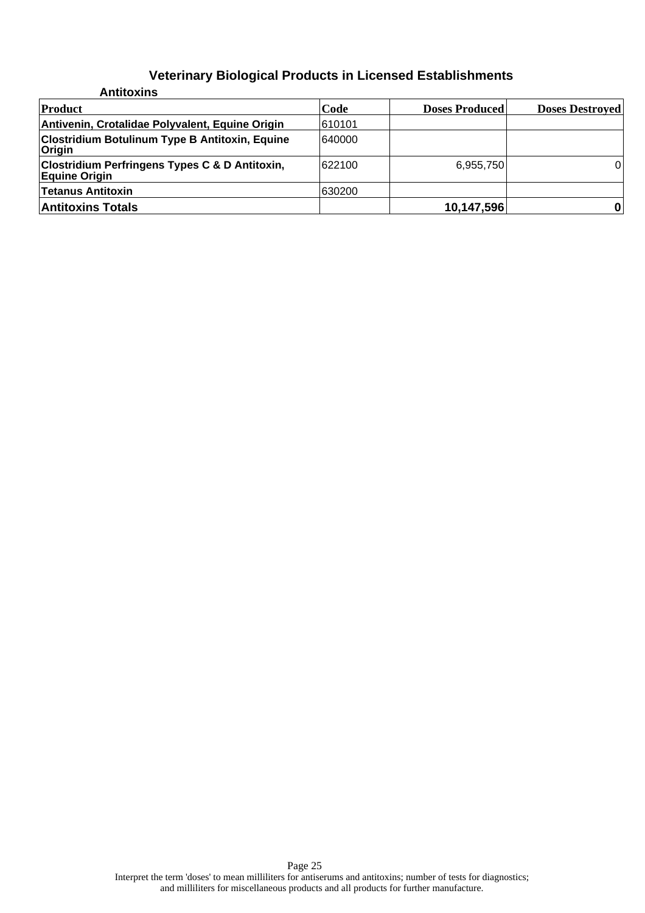# Veterinary Biological Products in Licensed Establishments

## Antitoxins

| Product | Code | Doses Produced | Doses Destroyed |
|---|---|---|---|
| Antivenin, Crotalidae Polyvalent, Equine Origin | 610101 | | |
| Clostridium Botulinum Type B Antitoxin, Equine Origin | 640000 | | |
| Clostridium Perfringens Types C & D Antitoxin, Equine Origin | 622100 | 6,955,750 | 0 |
| Tetanus Antitoxin | 630200 | | |
| **Antitoxins Totals** | | **10,147,596** | **0** |

Interpret the term 'doses' to mean milliliters for antiserums and antitoxins; number of tests for diagnostics; and milliliters for miscellaneous products and all products for further manufacture.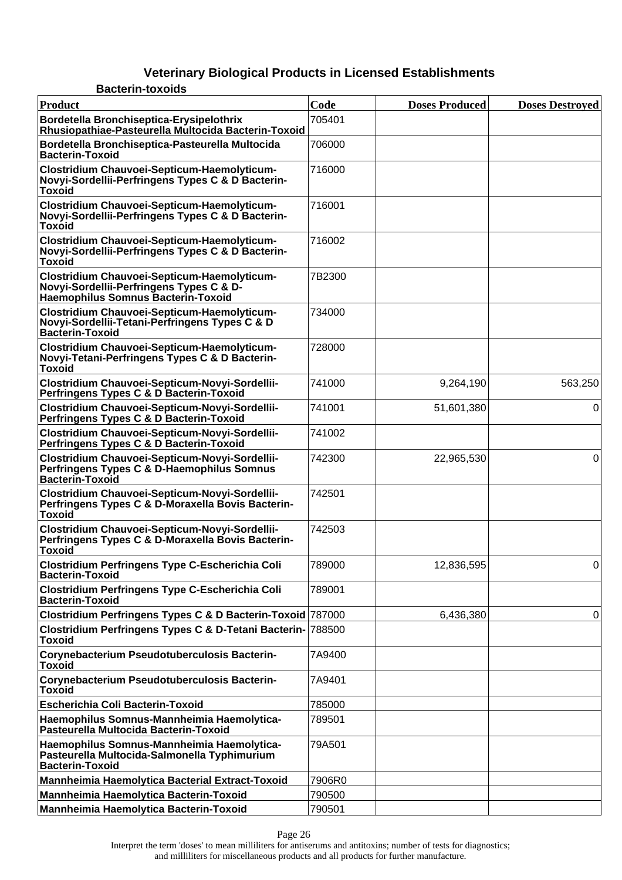## Veterinary Biological Products in Licensed Establishments

### Bacterin-toxoids

| Product | Code | Doses Produced | Doses Destroyed |
|---|---|---|---|
| Bordetella Bronchiseptica-Erysipelothrix Rhusiopathiae-Pasteurella Multocida Bacterin-Toxoid | 705401 | | |
| Bordetella Bronchiseptica-Pasteurella Multocida Bacterin-Toxoid | 706000 | | |
| Clostridium Chauvoei-Septicum-Haemolyticum-Novyi-Sordellii-Perfringens Types C & D Bacterin-Toxoid | 716000 | | |
| Clostridium Chauvoei-Septicum-Haemolyticum-Novyi-Sordellii-Perfringens Types C & D Bacterin-Toxoid | 716001 | | |
| Clostridium Chauvoei-Septicum-Haemolyticum-Novyi-Sordellii-Perfringens Types C & D Bacterin-Toxoid | 716002 | | |
| Clostridium Chauvoei-Septicum-Haemolyticum-Novyi-Sordellii-Perfringens Types C & D-Haemophilus Somnus Bacterin-Toxoid | 7B2300 | | |
| Clostridium Chauvoei-Septicum-Haemolyticum-Novyi-Sordellii-Tetani-Perfringens Types C & D Bacterin-Toxoid | 734000 | | |
| Clostridium Chauvoei-Septicum-Haemolyticum-Novyi-Tetani-Perfringens Types C & D Bacterin-Toxoid | 728000 | | |
| Clostridium Chauvoei-Septicum-Novyi-Sordellii-Perfringens Types C & D Bacterin-Toxoid | 741000 | 9,264,190 | 563,250 |
| Clostridium Chauvoei-Septicum-Novyi-Sordellii-Perfringens Types C & D Bacterin-Toxoid | 741001 | 51,601,380 | 0 |
| Clostridium Chauvoei-Septicum-Novyi-Sordellii-Perfringens Types C & D Bacterin-Toxoid | 741002 | | |
| Clostridium Chauvoei-Septicum-Novyi-Sordellii-Perfringens Types C & D-Haemophilus Somnus Bacterin-Toxoid | 742300 | 22,965,530 | 0 |
| Clostridium Chauvoei-Septicum-Novyi-Sordellii-Perfringens Types C & D-Moraxella Bovis Bacterin-Toxoid | 742501 | | |
| Clostridium Chauvoei-Septicum-Novyi-Sordellii-Perfringens Types C & D-Moraxella Bovis Bacterin-Toxoid | 742503 | | |
| Clostridium Perfringens Type C-Escherichia Coli Bacterin-Toxoid | 789000 | 12,836,595 | 0 |
| Clostridium Perfringens Type C-Escherichia Coli Bacterin-Toxoid | 789001 | | |
| Clostridium Perfringens Types C & D Bacterin-Toxoid | 787000 | 6,436,380 | 0 |
| Clostridium Perfringens Types C & D-Tetani Bacterin-Toxoid | 788500 | | |
| Corynebacterium Pseudotuberculosis Bacterin-Toxoid | 7A9400 | | |
| Corynebacterium Pseudotuberculosis Bacterin-Toxoid | 7A9401 | | |
| Escherichia Coli Bacterin-Toxoid | 785000 | | |
| Haemophilus Somnus-Mannheimia Haemolytica-Pasteurella Multocida Bacterin-Toxoid | 789501 | | |
| Haemophilus Somnus-Mannheimia Haemolytica-Pasteurella Multocida-Salmonella Typhimurium Bacterin-Toxoid | 79A501 | | |
| Mannheimia Haemolytica Bacterial Extract-Toxoid | 7906R0 | | |
| Mannheimia Haemolytica Bacterin-Toxoid | 790500 | | |
| Mannheimia Haemolytica Bacterin-Toxoid | 790501 | | |

Interpret the term 'doses' to mean milliliters for antiserums and antitoxins; number of tests for diagnostics; and milliliters for miscellaneous products and all products for further manufacture.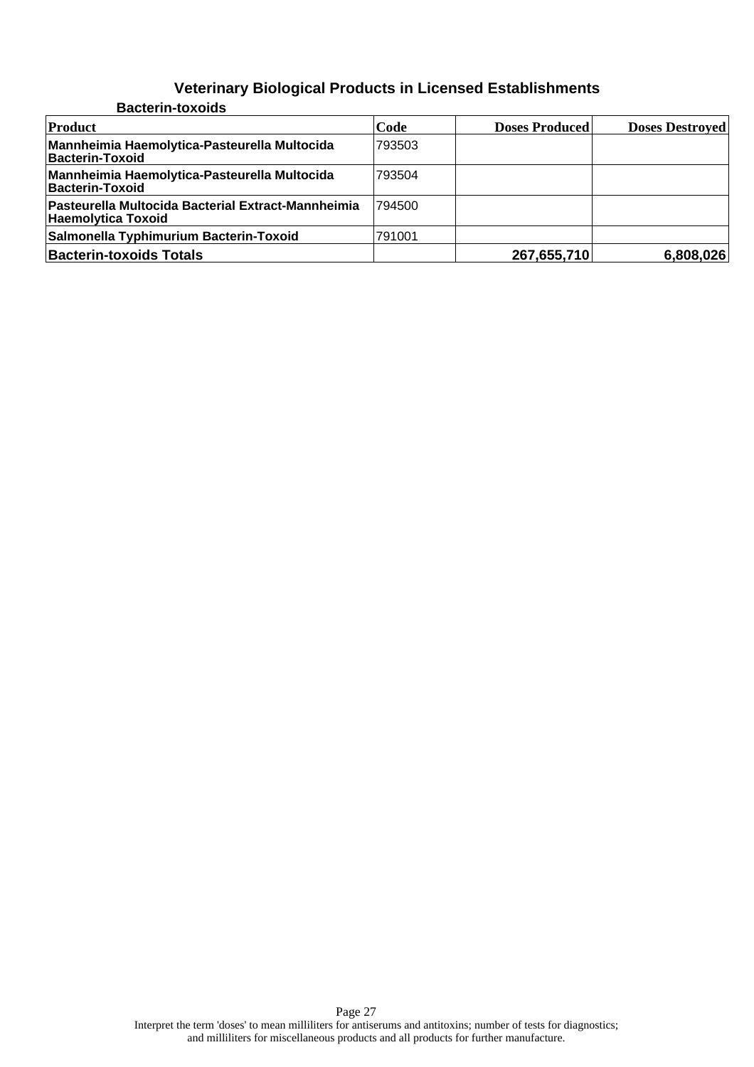# Veterinary Biological Products in Licensed Establishments

## Bacterin-toxoids

| Product | Code | Doses Produced | Doses Destroyed |
|---|---|---|---|
| Mannheimia Haemolytica-Pasteurella Multocida Bacterin-Toxoid | 793503 | | |
| Mannheimia Haemolytica-Pasteurella Multocida Bacterin-Toxoid | 793504 | | |
| Pasteurella Multocida Bacterial Extract-Mannheimia Haemolytica Toxoid | 794500 | | |
| Salmonella Typhimurium Bacterin-Toxoid | 791001 | | |
| **Bacterin-toxoids Totals** | | **267,655,710** | **6,808,026** |

Interpret the term 'doses' to mean milliliters for antiserums and antitoxins; number of tests for diagnostics; and milliliters for miscellaneous products and all products for further manufacture.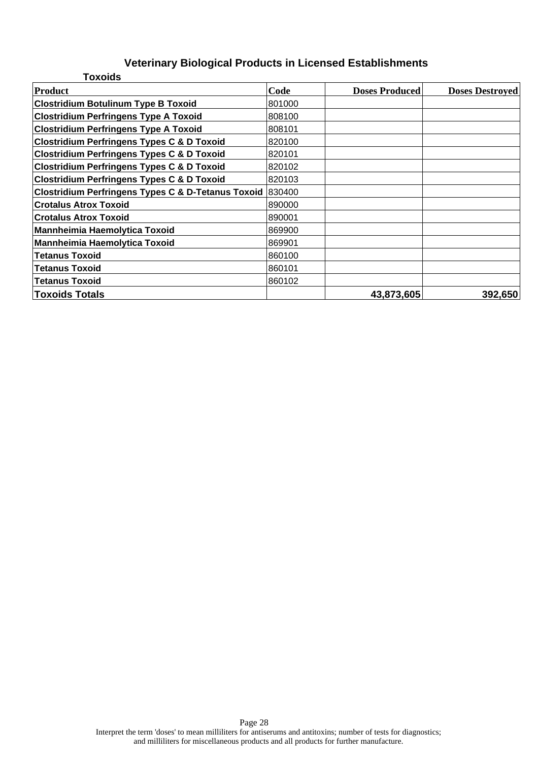# Veterinary Biological Products in Licensed Establishments

## Toxoids

| Product | Code | Doses Produced | Doses Destroyed |
|---|---|---|---|
| **Clostridium Botulinum Type B Toxoid** | 801000 | | |
| **Clostridium Perfringens Type A Toxoid** | 808100 | | |
| **Clostridium Perfringens Type A Toxoid** | 808101 | | |
| **Clostridium Perfringens Types C & D Toxoid** | 820100 | | |
| **Clostridium Perfringens Types C & D Toxoid** | 820101 | | |
| **Clostridium Perfringens Types C & D Toxoid** | 820102 | | |
| **Clostridium Perfringens Types C & D Toxoid** | 820103 | | |
| **Clostridium Perfringens Types C & D-Tetanus Toxoid** | 830400 | | |
| **Crotalus Atrox Toxoid** | 890000 | | |
| **Crotalus Atrox Toxoid** | 890001 | | |
| **Mannheimia Haemolytica Toxoid** | 869900 | | |
| **Mannheimia Haemolytica Toxoid** | 869901 | | |
| **Tetanus Toxoid** | 860100 | | |
| **Tetanus Toxoid** | 860101 | | |
| **Tetanus Toxoid** | 860102 | | |
| **Toxoids Totals** | | **43,873,605** | **392,650** |

Interpret the term 'doses' to mean milliliters for antiserums and antitoxins; number of tests for diagnostics; and milliliters for miscellaneous products and all products for further manufacture.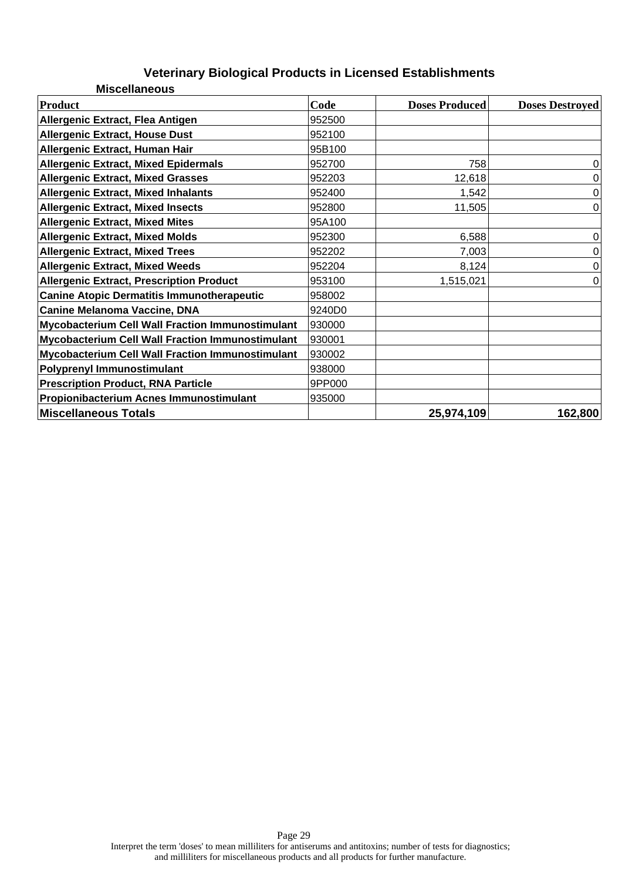# Veterinary Biological Products in Licensed Establishments

## Miscellaneous

| Product | Code | Doses Produced | Doses Destroyed |
|---|---|---|---|
| Allergenic Extract, Flea Antigen | 952500 | | |
| Allergenic Extract, House Dust | 952100 | | |
| Allergenic Extract, Human Hair | 95B100 | | |
| Allergenic Extract, Mixed Epidermals | 952700 | 758 | 0 |
| Allergenic Extract, Mixed Grasses | 952203 | 12,618 | 0 |
| Allergenic Extract, Mixed Inhalants | 952400 | 1,542 | 0 |
| Allergenic Extract, Mixed Insects | 952800 | 11,505 | 0 |
| Allergenic Extract, Mixed Mites | 95A100 | | |
| Allergenic Extract, Mixed Molds | 952300 | 6,588 | 0 |
| Allergenic Extract, Mixed Trees | 952202 | 7,003 | 0 |
| Allergenic Extract, Mixed Weeds | 952204 | 8,124 | 0 |
| Allergenic Extract, Prescription Product | 953100 | 1,515,021 | 0 |
| Canine Atopic Dermatitis Immunotherapeutic | 958002 | | |
| Canine Melanoma Vaccine, DNA | 9240D0 | | |
| Mycobacterium Cell Wall Fraction Immunostimulant | 930000 | | |
| Mycobacterium Cell Wall Fraction Immunostimulant | 930001 | | |
| Mycobacterium Cell Wall Fraction Immunostimulant | 930002 | | |
| Polyprenyl Immunostimulant | 938000 | | |
| Prescription Product, RNA Particle | 9PP000 | | |
| Propionibacterium Acnes Immunostimulant | 935000 | | |
| **Miscellaneous Totals** | | **25,974,109** | **162,800** |

Interpret the term 'doses' to mean milliliters for antiserums and antitoxins; number of tests for diagnostics; and milliliters for miscellaneous products and all products for further manufacture.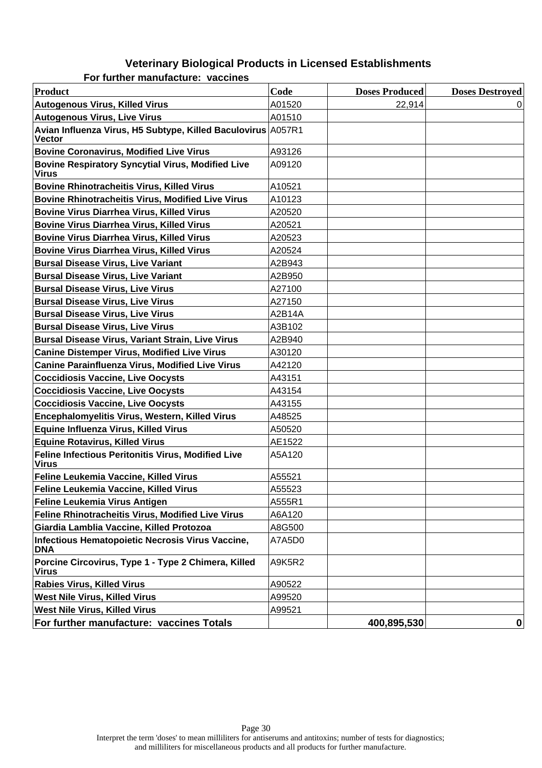# Veterinary Biological Products in Licensed Establishments

## For further manufacture: vaccines

| Product | Code | Doses Produced | Doses Destroyed |
|---|---|---|---|
| Autogenous Virus, Killed Virus | A01520 | 22,914 | 0 |
| Autogenous Virus, Live Virus | A01510 | | |
| Avian Influenza Virus, H5 Subtype, Killed Baculovirus Vector | A057R1 | | |
| Bovine Coronavirus, Modified Live Virus | A93126 | | |
| Bovine Respiratory Syncytial Virus, Modified Live Virus | A09120 | | |
| Bovine Rhinotracheitis Virus, Killed Virus | A10521 | | |
| Bovine Rhinotracheitis Virus, Modified Live Virus | A10123 | | |
| Bovine Virus Diarrhea Virus, Killed Virus | A20520 | | |
| Bovine Virus Diarrhea Virus, Killed Virus | A20521 | | |
| Bovine Virus Diarrhea Virus, Killed Virus | A20523 | | |
| Bovine Virus Diarrhea Virus, Killed Virus | A20524 | | |
| Bursal Disease Virus, Live Variant | A2B943 | | |
| Bursal Disease Virus, Live Variant | A2B950 | | |
| Bursal Disease Virus, Live Virus | A27100 | | |
| Bursal Disease Virus, Live Virus | A27150 | | |
| Bursal Disease Virus, Live Virus | A2B14A | | |
| Bursal Disease Virus, Live Virus | A3B102 | | |
| Bursal Disease Virus, Variant Strain, Live Virus | A2B940 | | |
| Canine Distemper Virus, Modified Live Virus | A30120 | | |
| Canine Parainfluenza Virus, Modified Live Virus | A42120 | | |
| Coccidiosis Vaccine, Live Oocysts | A43151 | | |
| Coccidiosis Vaccine, Live Oocysts | A43154 | | |
| Coccidiosis Vaccine, Live Oocysts | A43155 | | |
| Encephalomyelitis Virus, Western, Killed Virus | A48525 | | |
| Equine Influenza Virus, Killed Virus | A50520 | | |
| Equine Rotavirus, Killed Virus | AE1522 | | |
| Feline Infectious Peritonitis Virus, Modified Live Virus | A5A120 | | |
| Feline Leukemia Vaccine, Killed Virus | A55521 | | |
| Feline Leukemia Vaccine, Killed Virus | A55523 | | |
| Feline Leukemia Virus Antigen | A555R1 | | |
| Feline Rhinotracheitis Virus, Modified Live Virus | A6A120 | | |
| Giardia Lamblia Vaccine, Killed Protozoa | A8G500 | | |
| Infectious Hematopoietic Necrosis Virus Vaccine, DNA | A7A5D0 | | |
| Porcine Circovirus, Type 1 - Type 2 Chimera, Killed Virus | A9K5R2 | | |
| Rabies Virus, Killed Virus | A90522 | | |
| West Nile Virus, Killed Virus | A99520 | | |
| West Nile Virus, Killed Virus | A99521 | | |
| **For further manufacture: vaccines Totals** | | **400,895,530** | **0** |

Interpret the term 'doses' to mean milliliters for antiserums and antitoxins; number of tests for diagnostics; and milliliters for miscellaneous products and all products for further manufacture.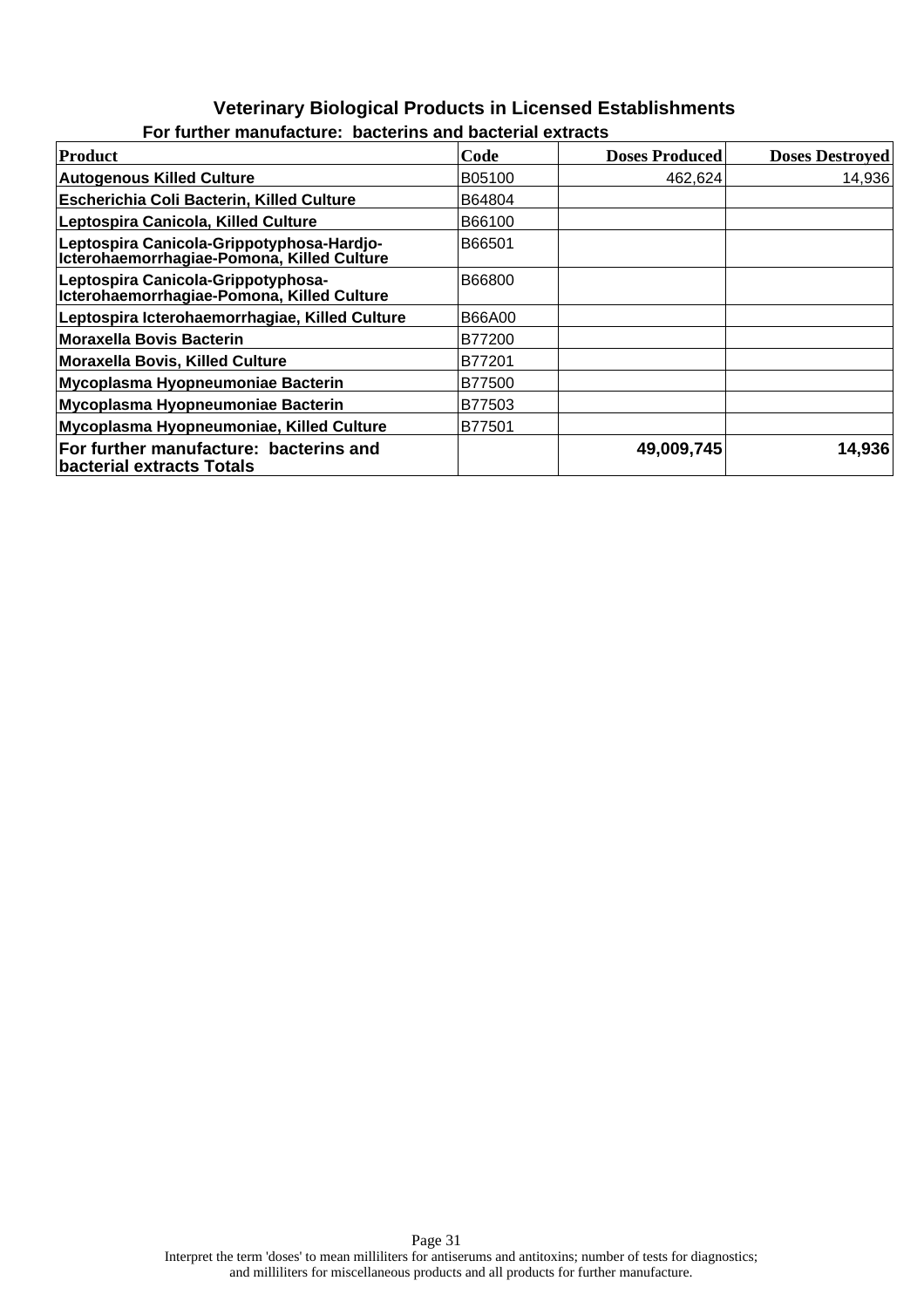## Veterinary Biological Products in Licensed Establishments

### For further manufacture: bacterins and bacterial extracts

| Product | Code | Doses Produced | Doses Destroyed |
|---|---|---|---|
| **Autogenous Killed Culture** | B05100 | 462,624 | 14,936 |
| **Escherichia Coli Bacterin, Killed Culture** | B64804 | | |
| **Leptospira Canicola, Killed Culture** | B66100 | | |
| **Leptospira Canicola-Grippotyphosa-Hardjo-Icterohaemorrhagiae-Pomona, Killed Culture** | B66501 | | |
| **Leptospira Canicola-Grippotyphosa-Icterohaemorrhagiae-Pomona, Killed Culture** | B66800 | | |
| **Leptospira Icterohaemorrhagiae, Killed Culture** | B66A00 | | |
| **Moraxella Bovis Bacterin** | B77200 | | |
| **Moraxella Bovis, Killed Culture** | B77201 | | |
| **Mycoplasma Hyopneumoniae Bacterin** | B77500 | | |
| **Mycoplasma Hyopneumoniae Bacterin** | B77503 | | |
| **Mycoplasma Hyopneumoniae, Killed Culture** | B77501 | | |
| **For further manufacture: bacterins and bacterial extracts Totals** | | **49,009,745** | **14,936** |

Interpret the term 'doses' to mean milliliters for antiserums and antitoxins; number of tests for diagnostics; and milliliters for miscellaneous products and all products for further manufacture.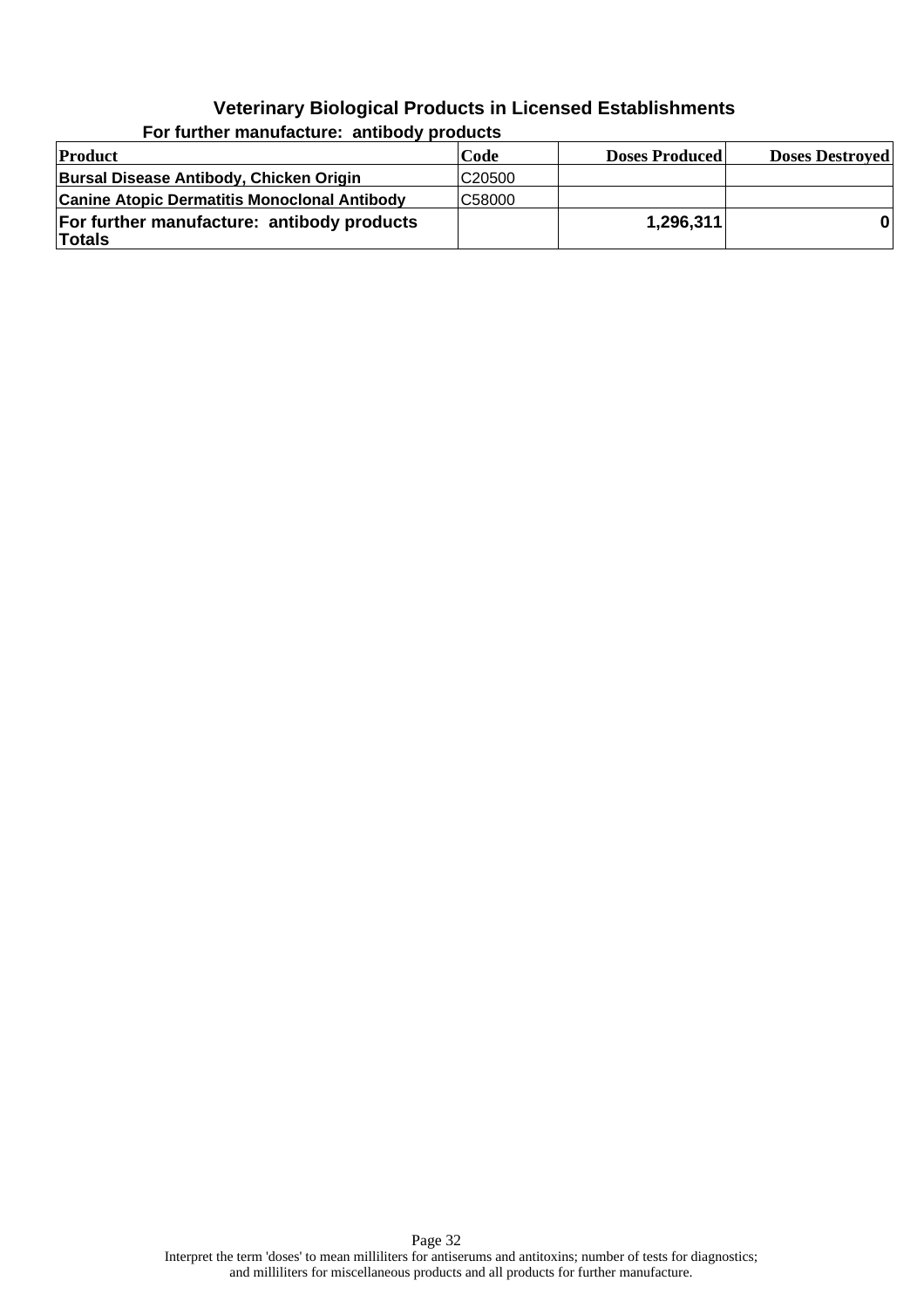# Veterinary Biological Products in Licensed Establishments

## For further manufacture: antibody products

| Product | Code | Doses Produced | Doses Destroyed |
|---|---|---|---|
| **Bursal Disease Antibody, Chicken Origin** | C20500 | | |
| **Canine Atopic Dermatitis Monoclonal Antibody** | C58000 | | |
| **For further manufacture: antibody products Totals** | | **1,296,311** | **0** |

Interpret the term 'doses' to mean milliliters for antiserums and antitoxins; number of tests for diagnostics; and milliliters for miscellaneous products and all products for further manufacture.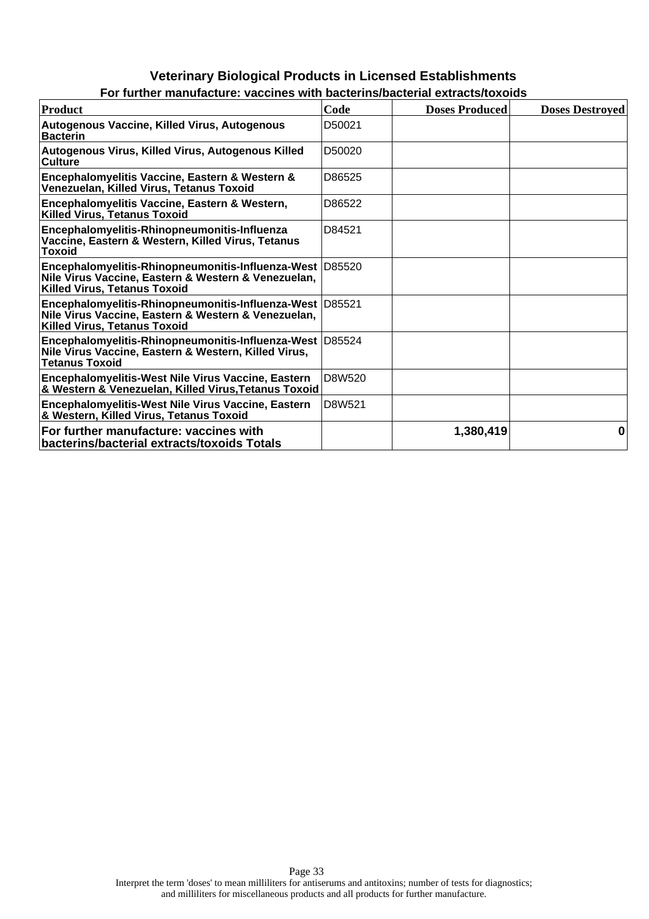## Veterinary Biological Products in Licensed Establishments

### For further manufacture: vaccines with bacterins/bacterial extracts/toxoids

| Product | Code | Doses Produced | Doses Destroyed |
|---|---|---|---|
| Autogenous Vaccine, Killed Virus, Autogenous Bacterin | D50021 | | |
| Autogenous Virus, Killed Virus, Autogenous Killed Culture | D50020 | | |
| Encephalomyelitis Vaccine, Eastern & Western & Venezuelan, Killed Virus, Tetanus Toxoid | D86525 | | |
| Encephalomyelitis Vaccine, Eastern & Western, Killed Virus, Tetanus Toxoid | D86522 | | |
| Encephalomyelitis-Rhinopneumonitis-Influenza Vaccine, Eastern & Western, Killed Virus, Tetanus Toxoid | D84521 | | |
| Encephalomyelitis-Rhinopneumonitis-Influenza-West Nile Virus Vaccine, Eastern & Western & Venezuelan, Killed Virus, Tetanus Toxoid | D85520 | | |
| Encephalomyelitis-Rhinopneumonitis-Influenza-West Nile Virus Vaccine, Eastern & Western & Venezuelan, Killed Virus, Tetanus Toxoid | D85521 | | |
| Encephalomyelitis-Rhinopneumonitis-Influenza-West Nile Virus Vaccine, Eastern & Western, Killed Virus, Tetanus Toxoid | D85524 | | |
| Encephalomyelitis-West Nile Virus Vaccine, Eastern & Western & Venezuelan, Killed Virus,Tetanus Toxoid | D8W520 | | |
| Encephalomyelitis-West Nile Virus Vaccine, Eastern & Western, Killed Virus, Tetanus Toxoid | D8W521 | | |
| **For further manufacture: vaccines with bacterins/bacterial extracts/toxoids Totals** | | **1,380,419** | **0** |

Interpret the term 'doses' to mean milliliters for antiserums and antitoxins; number of tests for diagnostics; and milliliters for miscellaneous products and all products for further manufacture.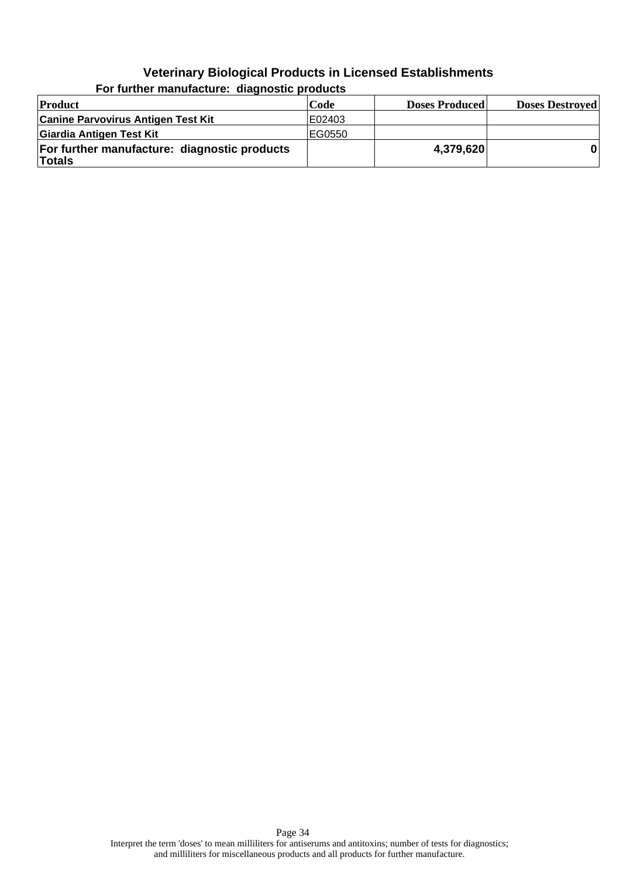## Veterinary Biological Products in Licensed Establishments

### For further manufacture: diagnostic products

| Product | Code | Doses Produced | Doses Destroyed |
|---|---|---|---|
| **Canine Parvovirus Antigen Test Kit** | E02403 | | |
| **Giardia Antigen Test Kit** | EG0550 | | |
| **For further manufacture: diagnostic products Totals** | | **4,379,620** | **0** |

Interpret the term 'doses' to mean milliliters for antiserums and antitoxins; number of tests for diagnostics; and milliliters for miscellaneous products and all products for further manufacture.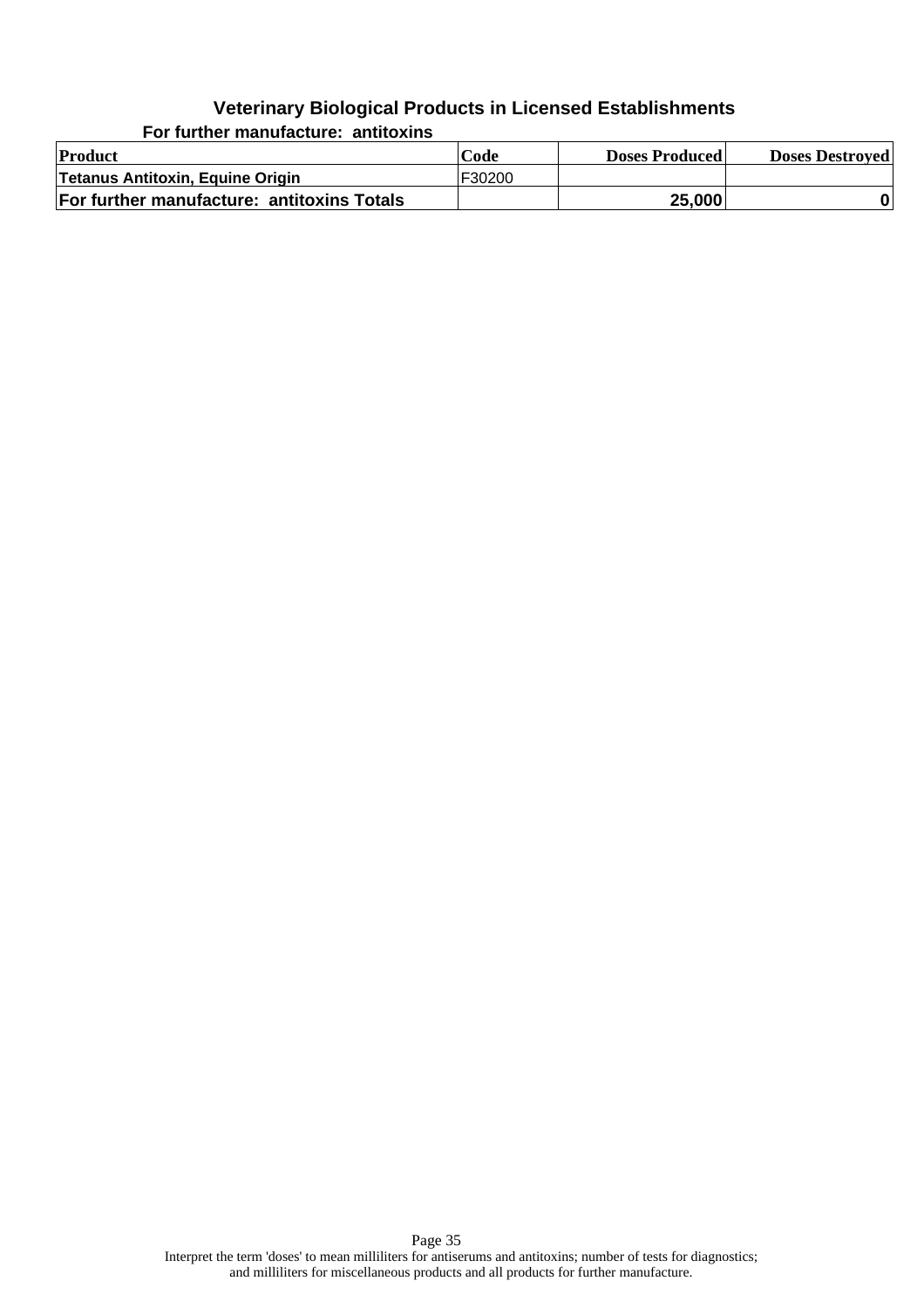## Veterinary Biological Products in Licensed Establishments

### For further manufacture: antitoxins

| Product | Code | Doses Produced | Doses Destroyed |
|---|---|---|---|
| Tetanus Antitoxin, Equine Origin | F30200 | | |
| **For further manufacture: antitoxins Totals** | | **25,000** | **0** |

Interpret the term 'doses' to mean milliliters for antiserums and antitoxins; number of tests for diagnostics; and milliliters for miscellaneous products and all products for further manufacture.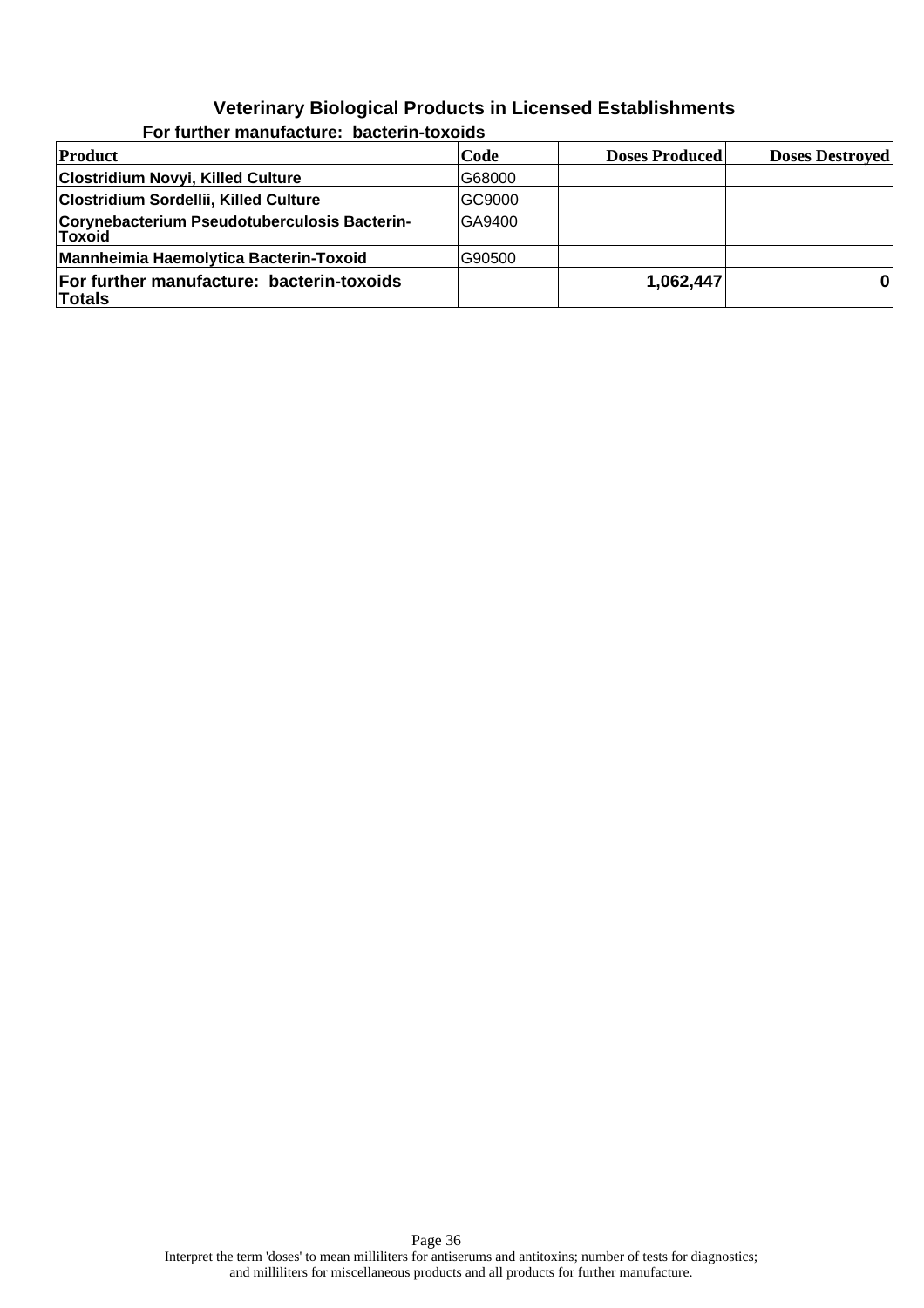# Veterinary Biological Products in Licensed Establishments

## For further manufacture: bacterin-toxoids

| Product | Code | Doses Produced | Doses Destroyed |
|---|---|---|---|
| **Clostridium Novyi, Killed Culture** | G68000 | | |
| **Clostridium Sordellii, Killed Culture** | GC9000 | | |
| **Corynebacterium Pseudotuberculosis Bacterin-Toxoid** | GA9400 | | |
| **Mannheimia Haemolytica Bacterin-Toxoid** | G90500 | | |
| **For further manufacture: bacterin-toxoids Totals** | | **1,062,447** | **0** |

Interpret the term 'doses' to mean milliliters for antiserums and antitoxins; number of tests for diagnostics; and milliliters for miscellaneous products and all products for further manufacture.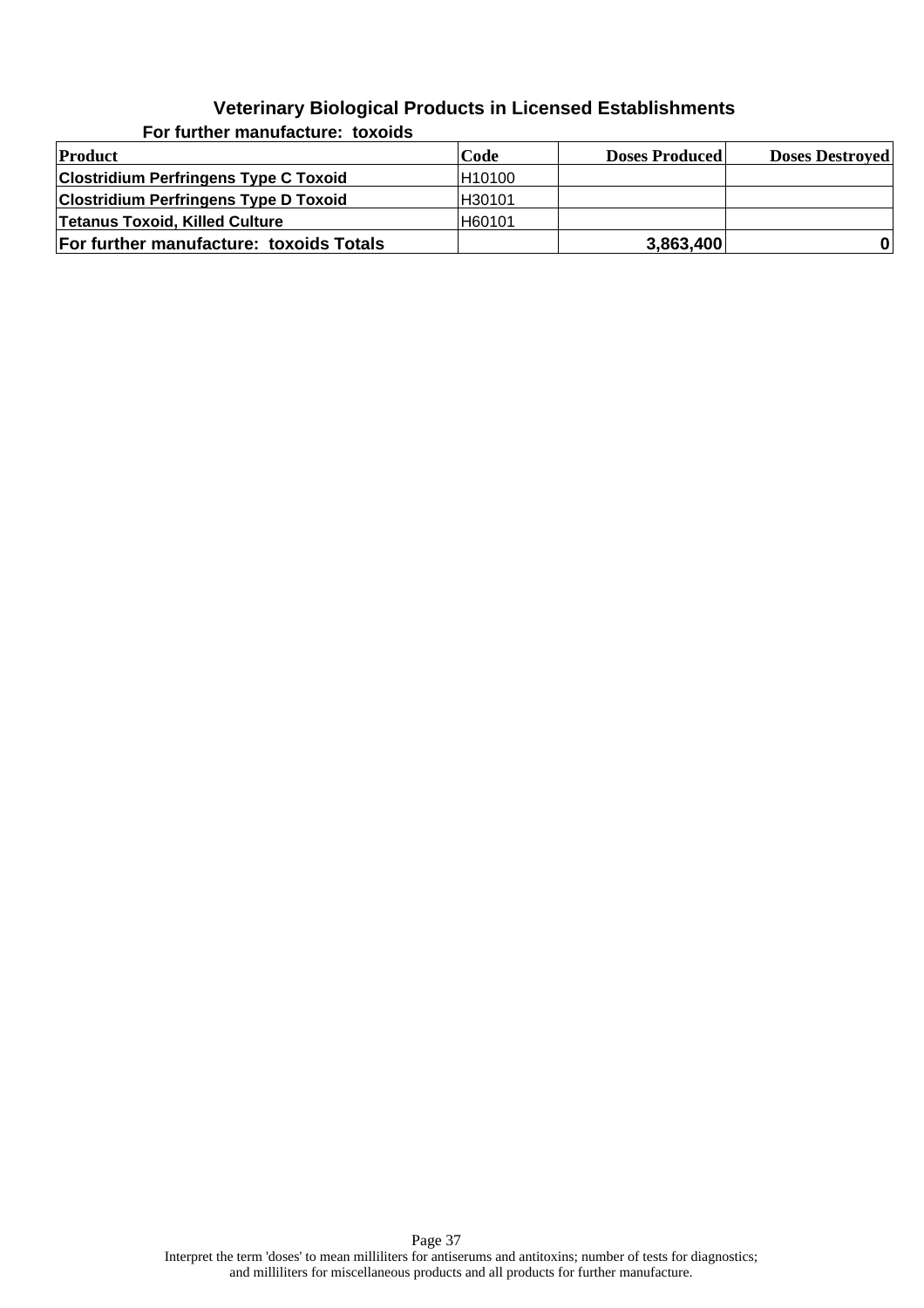## Veterinary Biological Products in Licensed Establishments

### For further manufacture: toxoids

| Product | Code | Doses Produced | Doses Destroyed |
|---|---|---|---|
| Clostridium Perfringens Type C Toxoid | H10100 | | |
| Clostridium Perfringens Type D Toxoid | H30101 | | |
| Tetanus Toxoid, Killed Culture | H60101 | | |
| **For further manufacture: toxoids Totals** | | **3,863,400** | **0** |

Interpret the term 'doses' to mean milliliters for antiserums and antitoxins; number of tests for diagnostics; and milliliters for miscellaneous products and all products for further manufacture.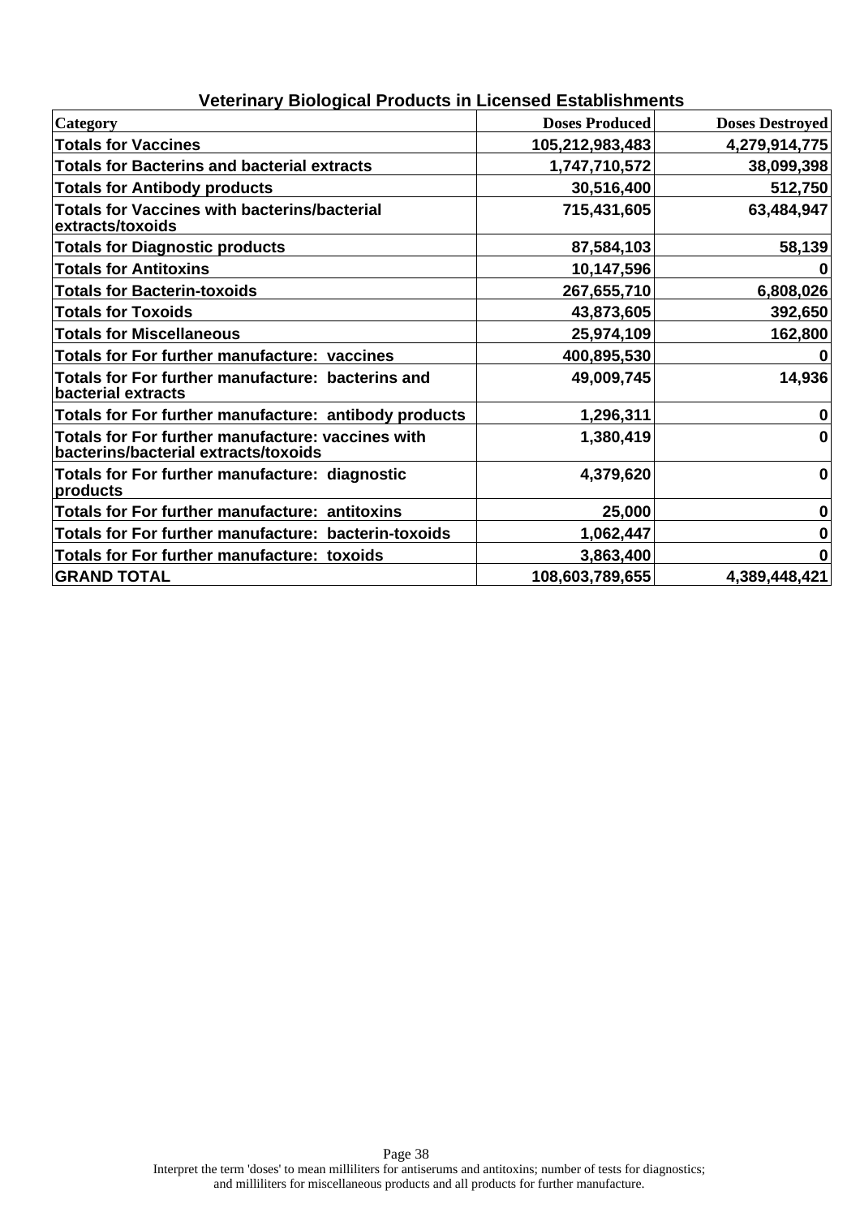## Veterinary Biological Products in Licensed Establishments

| Category | Doses Produced | Doses Destroyed |
|---|---|---|
| **Totals for Vaccines** | **105,212,983,483** | **4,279,914,775** |
| **Totals for Bacterins and bacterial extracts** | **1,747,710,572** | **38,099,398** |
| **Totals for Antibody products** | **30,516,400** | **512,750** |
| **Totals for Vaccines with bacterins/bacterial extracts/toxoids** | **715,431,605** | **63,484,947** |
| **Totals for Diagnostic products** | **87,584,103** | **58,139** |
| **Totals for Antitoxins** | **10,147,596** | **0** |
| **Totals for Bacterin-toxoids** | **267,655,710** | **6,808,026** |
| **Totals for Toxoids** | **43,873,605** | **392,650** |
| **Totals for Miscellaneous** | **25,974,109** | **162,800** |
| **Totals for For further manufacture: vaccines** | **400,895,530** | **0** |
| **Totals for For further manufacture: bacterins and bacterial extracts** | **49,009,745** | **14,936** |
| **Totals for For further manufacture: antibody products** | **1,296,311** | **0** |
| **Totals for For further manufacture: vaccines with bacterins/bacterial extracts/toxoids** | **1,380,419** | **0** |
| **Totals for For further manufacture: diagnostic products** | **4,379,620** | **0** |
| **Totals for For further manufacture: antitoxins** | **25,000** | **0** |
| **Totals for For further manufacture: bacterin-toxoids** | **1,062,447** | **0** |
| **Totals for For further manufacture: toxoids** | **3,863,400** | **0** |
| **GRAND TOTAL** | **108,603,789,655** | **4,389,448,421** |

Interpret the term 'doses' to mean milliliters for antiserums and antitoxins; number of tests for diagnostics; and milliliters for miscellaneous products and all products for further manufacture.